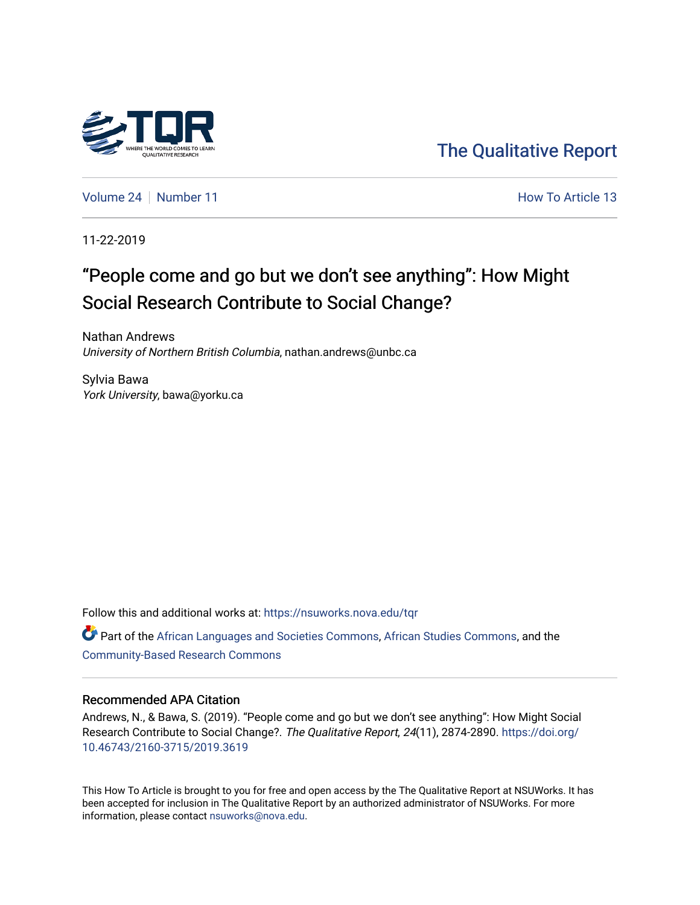The Qualitative Report

Volume 24 | Number 11 How To Article 13

11-22-2019

# "People come and go but we don't see anything": How Might Social Research Contribute to Social Change?

Nathan Andrews
*University of Northern British Columbia*, nathan.andrews@unbc.ca

Sylvia Bawa
*York University*, bawa@yorku.ca

Follow this and additional works at: https://nsuworks.nova.edu/tqr

Part of the African Languages and Societies Commons, African Studies Commons, and the Community-Based Research Commons

## Recommended APA Citation

Andrews, N., & Bawa, S. (2019). "People come and go but we don't see anything": How Might Social Research Contribute to Social Change?. *The Qualitative Report*, *24*(11), 2874-2890. https://doi.org/10.46743/2160-3715/2019.3619

This How To Article is brought to you for free and open access by the The Qualitative Report at NSUWorks. It has been accepted for inclusion in The Qualitative Report by an authorized administrator of NSUWorks. For more information, please contact nsuworks@nova.edu.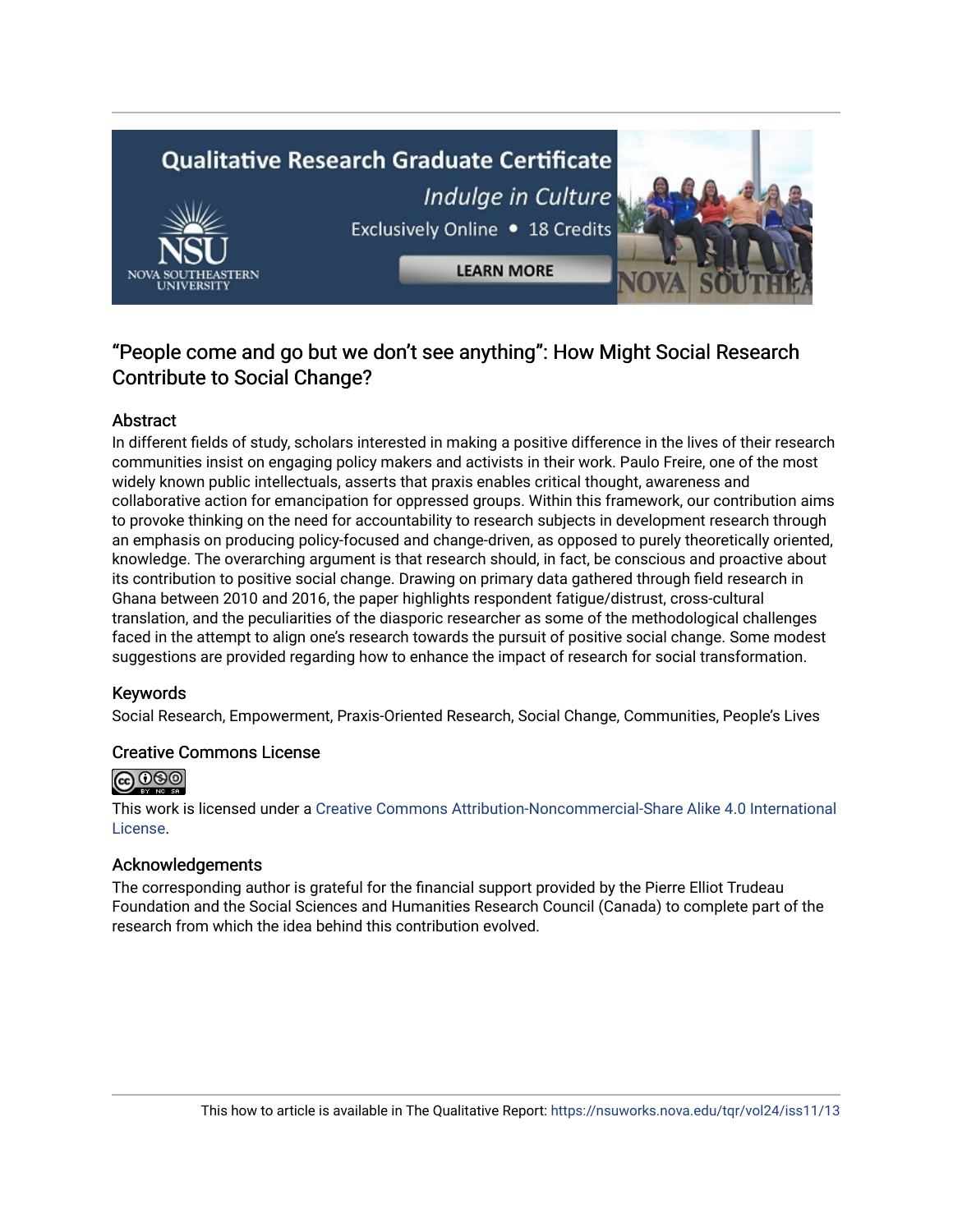# "People come and go but we don't see anything": How Might Social Research Contribute to Social Change?

## Abstract

In different fields of study, scholars interested in making a positive difference in the lives of their research communities insist on engaging policy makers and activists in their work. Paulo Freire, one of the most widely known public intellectuals, asserts that praxis enables critical thought, awareness and collaborative action for emancipation for oppressed groups. Within this framework, our contribution aims to provoke thinking on the need for accountability to research subjects in development research through an emphasis on producing policy-focused and change-driven, as opposed to purely theoretically oriented, knowledge. The overarching argument is that research should, in fact, be conscious and proactive about its contribution to positive social change. Drawing on primary data gathered through field research in Ghana between 2010 and 2016, the paper highlights respondent fatigue/distrust, cross-cultural translation, and the peculiarities of the diasporic researcher as some of the methodological challenges faced in the attempt to align one's research towards the pursuit of positive social change. Some modest suggestions are provided regarding how to enhance the impact of research for social transformation.

## Keywords

Social Research, Empowerment, Praxis-Oriented Research, Social Change, Communities, People's Lives

## Creative Commons License

This work is licensed under a Creative Commons Attribution-Noncommercial-Share Alike 4.0 International License.

## Acknowledgements

The corresponding author is grateful for the financial support provided by the Pierre Elliot Trudeau Foundation and the Social Sciences and Humanities Research Council (Canada) to complete part of the research from which the idea behind this contribution evolved.

This how to article is available in The Qualitative Report: https://nsuworks.nova.edu/tqr/vol24/iss11/13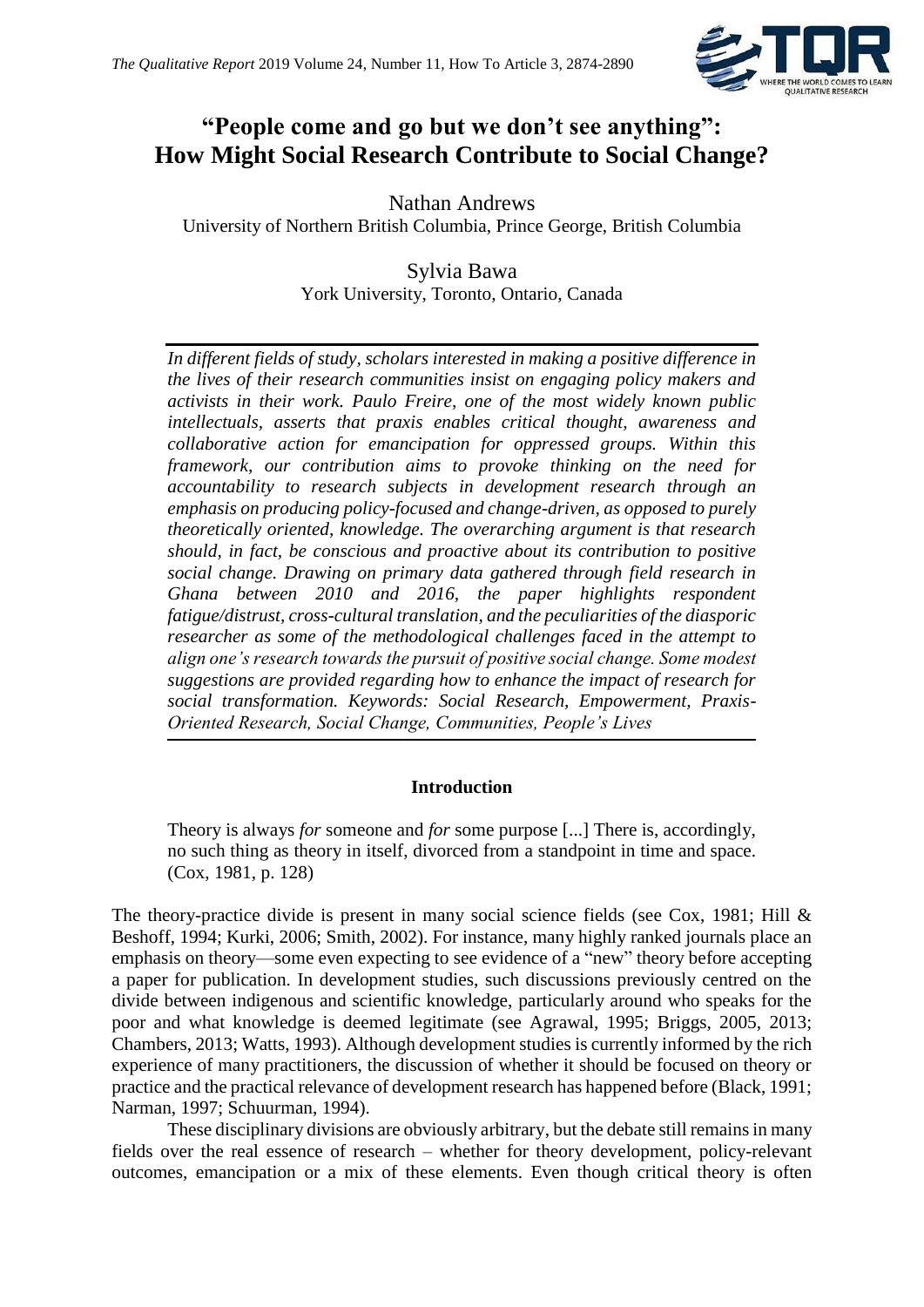# "People come and go but we don't see anything": How Might Social Research Contribute to Social Change?

Nathan Andrews
University of Northern British Columbia, Prince George, British Columbia

Sylvia Bawa
York University, Toronto, Ontario, Canada

*In different fields of study, scholars interested in making a positive difference in the lives of their research communities insist on engaging policy makers and activists in their work. Paulo Freire, one of the most widely known public intellectuals, asserts that praxis enables critical thought, awareness and collaborative action for emancipation for oppressed groups. Within this framework, our contribution aims to provoke thinking on the need for accountability to research subjects in development research through an emphasis on producing policy-focused and change-driven, as opposed to purely theoretically oriented, knowledge. The overarching argument is that research should, in fact, be conscious and proactive about its contribution to positive social change. Drawing on primary data gathered through field research in Ghana between 2010 and 2016, the paper highlights respondent fatigue/distrust, cross-cultural translation, and the peculiarities of the diasporic researcher as some of the methodological challenges faced in the attempt to align one's research towards the pursuit of positive social change. Some modest suggestions are provided regarding how to enhance the impact of research for social transformation. Keywords: Social Research, Empowerment, Praxis-Oriented Research, Social Change, Communities, People's Lives*

## Introduction

> Theory is always *for* someone and *for* some purpose [...] There is, accordingly, no such thing as theory in itself, divorced from a standpoint in time and space. (Cox, 1981, p. 128)

The theory-practice divide is present in many social science fields (see Cox, 1981; Hill & Beshoff, 1994; Kurki, 2006; Smith, 2002). For instance, many highly ranked journals place an emphasis on theory—some even expecting to see evidence of a "new" theory before accepting a paper for publication. In development studies, such discussions previously centred on the divide between indigenous and scientific knowledge, particularly around who speaks for the poor and what knowledge is deemed legitimate (see Agrawal, 1995; Briggs, 2005, 2013; Chambers, 2013; Watts, 1993). Although development studies is currently informed by the rich experience of many practitioners, the discussion of whether it should be focused on theory or practice and the practical relevance of development research has happened before (Black, 1991; Narman, 1997; Schuurman, 1994).

These disciplinary divisions are obviously arbitrary, but the debate still remains in many fields over the real essence of research – whether for theory development, policy-relevant outcomes, emancipation or a mix of these elements. Even though critical theory is often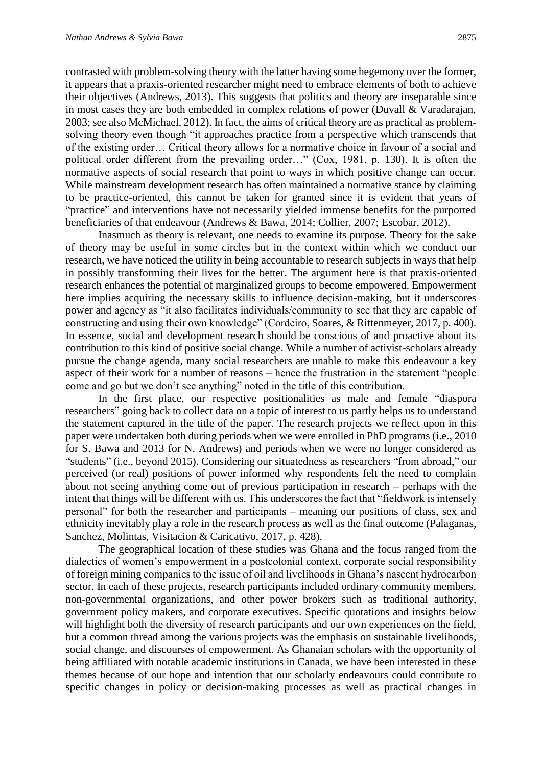contrasted with problem-solving theory with the latter having some hegemony over the former, it appears that a praxis-oriented researcher might need to embrace elements of both to achieve their objectives (Andrews, 2013). This suggests that politics and theory are inseparable since in most cases they are both embedded in complex relations of power (Duvall & Varadarajan, 2003; see also McMichael, 2012). In fact, the aims of critical theory are as practical as problem-solving theory even though "it approaches practice from a perspective which transcends that of the existing order… Critical theory allows for a normative choice in favour of a social and political order different from the prevailing order…" (Cox, 1981, p. 130). It is often the normative aspects of social research that point to ways in which positive change can occur. While mainstream development research has often maintained a normative stance by claiming to be practice-oriented, this cannot be taken for granted since it is evident that years of "practice" and interventions have not necessarily yielded immense benefits for the purported beneficiaries of that endeavour (Andrews & Bawa, 2014; Collier, 2007; Escobar, 2012).

Inasmuch as theory is relevant, one needs to examine its purpose. Theory for the sake of theory may be useful in some circles but in the context within which we conduct our research, we have noticed the utility in being accountable to research subjects in ways that help in possibly transforming their lives for the better. The argument here is that praxis-oriented research enhances the potential of marginalized groups to become empowered. Empowerment here implies acquiring the necessary skills to influence decision-making, but it underscores power and agency as "it also facilitates individuals/community to see that they are capable of constructing and using their own knowledge" (Cordeiro, Soares, & Rittenmeyer, 2017, p. 400). In essence, social and development research should be conscious of and proactive about its contribution to this kind of positive social change. While a number of activist-scholars already pursue the change agenda, many social researchers are unable to make this endeavour a key aspect of their work for a number of reasons – hence the frustration in the statement "people come and go but we don't see anything" noted in the title of this contribution.

In the first place, our respective positionalities as male and female "diaspora researchers" going back to collect data on a topic of interest to us partly helps us to understand the statement captured in the title of the paper. The research projects we reflect upon in this paper were undertaken both during periods when we were enrolled in PhD programs (i.e., 2010 for S. Bawa and 2013 for N. Andrews) and periods when we were no longer considered as "students" (i.e., beyond 2015). Considering our situatedness as researchers "from abroad," our perceived (or real) positions of power informed why respondents felt the need to complain about not seeing anything come out of previous participation in research – perhaps with the intent that things will be different with us. This underscores the fact that "fieldwork is intensely personal" for both the researcher and participants – meaning our positions of class, sex and ethnicity inevitably play a role in the research process as well as the final outcome (Palaganas, Sanchez, Molintas, Visitacion & Caricativo, 2017, p. 428).

The geographical location of these studies was Ghana and the focus ranged from the dialectics of women's empowerment in a postcolonial context, corporate social responsibility of foreign mining companies to the issue of oil and livelihoods in Ghana's nascent hydrocarbon sector. In each of these projects, research participants included ordinary community members, non-governmental organizations, and other power brokers such as traditional authority, government policy makers, and corporate executives. Specific quotations and insights below will highlight both the diversity of research participants and our own experiences on the field, but a common thread among the various projects was the emphasis on sustainable livelihoods, social change, and discourses of empowerment. As Ghanaian scholars with the opportunity of being affiliated with notable academic institutions in Canada, we have been interested in these themes because of our hope and intention that our scholarly endeavours could contribute to specific changes in policy or decision-making processes as well as practical changes in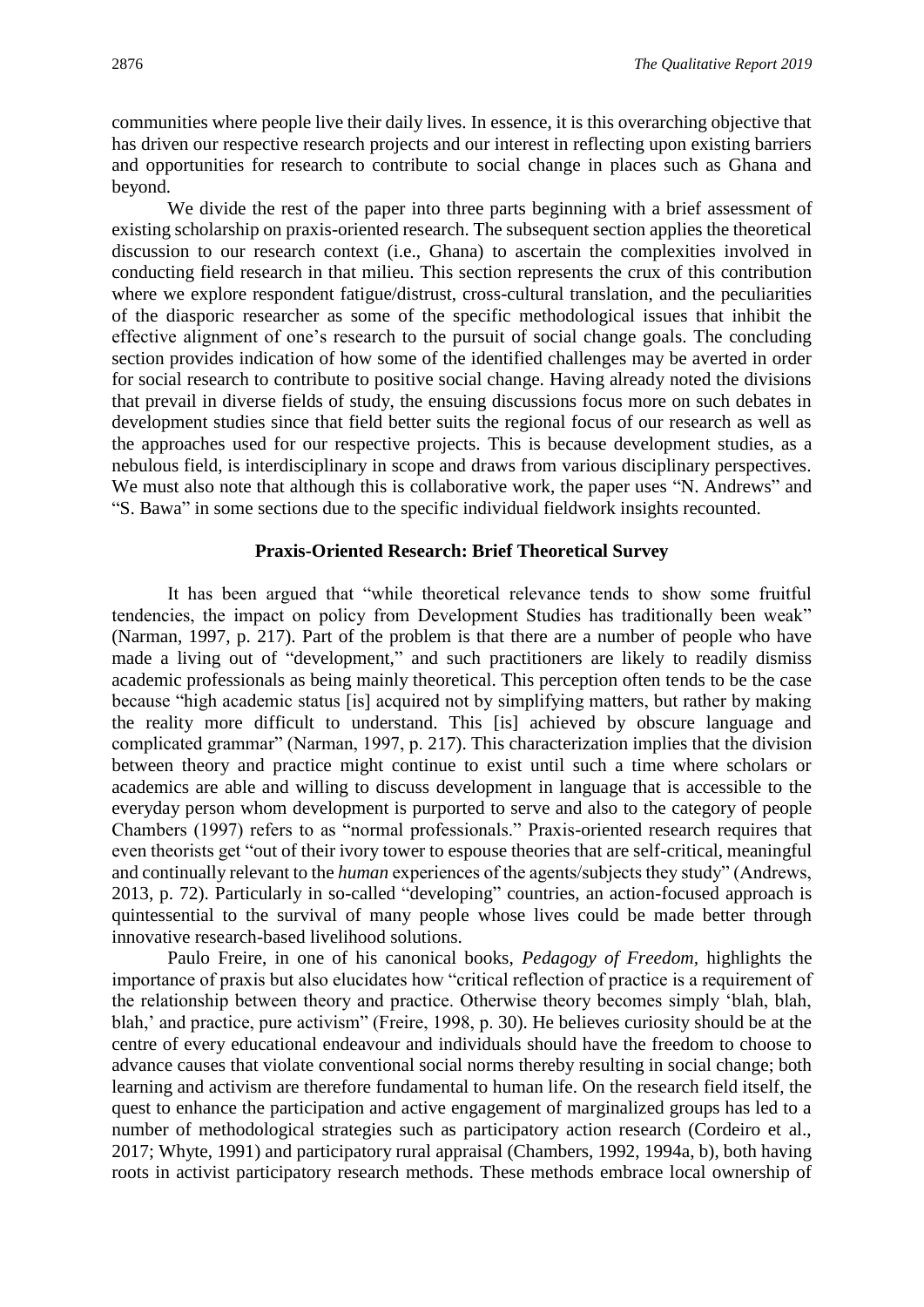communities where people live their daily lives. In essence, it is this overarching objective that has driven our respective research projects and our interest in reflecting upon existing barriers and opportunities for research to contribute to social change in places such as Ghana and beyond.

We divide the rest of the paper into three parts beginning with a brief assessment of existing scholarship on praxis-oriented research. The subsequent section applies the theoretical discussion to our research context (i.e., Ghana) to ascertain the complexities involved in conducting field research in that milieu. This section represents the crux of this contribution where we explore respondent fatigue/distrust, cross-cultural translation, and the peculiarities of the diasporic researcher as some of the specific methodological issues that inhibit the effective alignment of one's research to the pursuit of social change goals. The concluding section provides indication of how some of the identified challenges may be averted in order for social research to contribute to positive social change. Having already noted the divisions that prevail in diverse fields of study, the ensuing discussions focus more on such debates in development studies since that field better suits the regional focus of our research as well as the approaches used for our respective projects. This is because development studies, as a nebulous field, is interdisciplinary in scope and draws from various disciplinary perspectives. We must also note that although this is collaborative work, the paper uses "N. Andrews" and "S. Bawa" in some sections due to the specific individual fieldwork insights recounted.

## Praxis-Oriented Research: Brief Theoretical Survey

It has been argued that "while theoretical relevance tends to show some fruitful tendencies, the impact on policy from Development Studies has traditionally been weak" (Narman, 1997, p. 217). Part of the problem is that there are a number of people who have made a living out of "development," and such practitioners are likely to readily dismiss academic professionals as being mainly theoretical. This perception often tends to be the case because "high academic status [is] acquired not by simplifying matters, but rather by making the reality more difficult to understand. This [is] achieved by obscure language and complicated grammar" (Narman, 1997, p. 217). This characterization implies that the division between theory and practice might continue to exist until such a time where scholars or academics are able and willing to discuss development in language that is accessible to the everyday person whom development is purported to serve and also to the category of people Chambers (1997) refers to as "normal professionals." Praxis-oriented research requires that even theorists get "out of their ivory tower to espouse theories that are self-critical, meaningful and continually relevant to the *human* experiences of the agents/subjects they study" (Andrews, 2013, p. 72). Particularly in so-called "developing" countries, an action-focused approach is quintessential to the survival of many people whose lives could be made better through innovative research-based livelihood solutions.

Paulo Freire, in one of his canonical books, *Pedagogy of Freedom*, highlights the importance of praxis but also elucidates how "critical reflection of practice is a requirement of the relationship between theory and practice. Otherwise theory becomes simply 'blah, blah, blah,' and practice, pure activism" (Freire, 1998, p. 30). He believes curiosity should be at the centre of every educational endeavour and individuals should have the freedom to choose to advance causes that violate conventional social norms thereby resulting in social change; both learning and activism are therefore fundamental to human life. On the research field itself, the quest to enhance the participation and active engagement of marginalized groups has led to a number of methodological strategies such as participatory action research (Cordeiro et al., 2017; Whyte, 1991) and participatory rural appraisal (Chambers, 1992, 1994a, b), both having roots in activist participatory research methods. These methods embrace local ownership of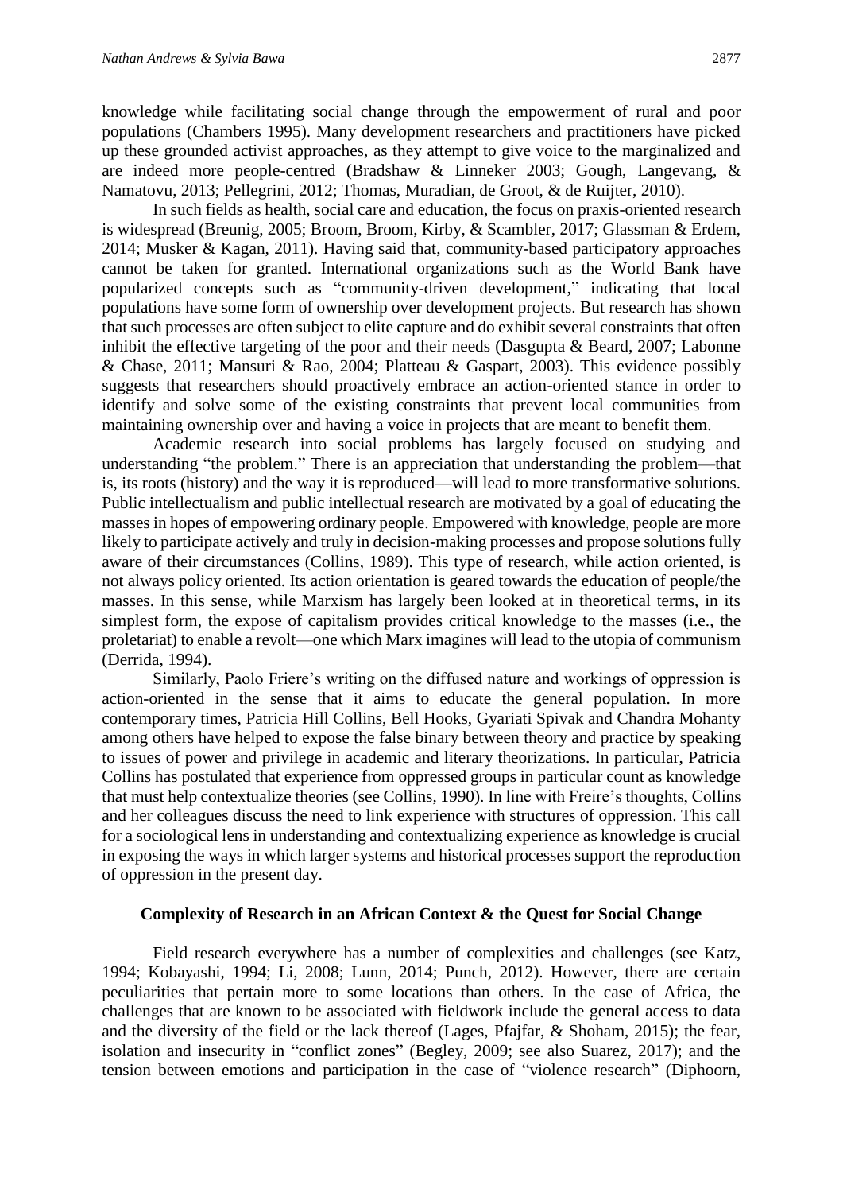knowledge while facilitating social change through the empowerment of rural and poor populations (Chambers 1995). Many development researchers and practitioners have picked up these grounded activist approaches, as they attempt to give voice to the marginalized and are indeed more people-centred (Bradshaw & Linneker 2003; Gough, Langevang, & Namatovu, 2013; Pellegrini, 2012; Thomas, Muradian, de Groot, & de Ruijter, 2010).

In such fields as health, social care and education, the focus on praxis-oriented research is widespread (Breunig, 2005; Broom, Broom, Kirby, & Scambler, 2017; Glassman & Erdem, 2014; Musker & Kagan, 2011). Having said that, community-based participatory approaches cannot be taken for granted. International organizations such as the World Bank have popularized concepts such as "community-driven development," indicating that local populations have some form of ownership over development projects. But research has shown that such processes are often subject to elite capture and do exhibit several constraints that often inhibit the effective targeting of the poor and their needs (Dasgupta & Beard, 2007; Labonne & Chase, 2011; Mansuri & Rao, 2004; Platteau & Gaspart, 2003). This evidence possibly suggests that researchers should proactively embrace an action-oriented stance in order to identify and solve some of the existing constraints that prevent local communities from maintaining ownership over and having a voice in projects that are meant to benefit them.

Academic research into social problems has largely focused on studying and understanding "the problem." There is an appreciation that understanding the problem—that is, its roots (history) and the way it is reproduced—will lead to more transformative solutions. Public intellectualism and public intellectual research are motivated by a goal of educating the masses in hopes of empowering ordinary people. Empowered with knowledge, people are more likely to participate actively and truly in decision-making processes and propose solutions fully aware of their circumstances (Collins, 1989). This type of research, while action oriented, is not always policy oriented. Its action orientation is geared towards the education of people/the masses. In this sense, while Marxism has largely been looked at in theoretical terms, in its simplest form, the expose of capitalism provides critical knowledge to the masses (i.e., the proletariat) to enable a revolt—one which Marx imagines will lead to the utopia of communism (Derrida, 1994).

Similarly, Paolo Friere's writing on the diffused nature and workings of oppression is action-oriented in the sense that it aims to educate the general population. In more contemporary times, Patricia Hill Collins, Bell Hooks, Gyariati Spivak and Chandra Mohanty among others have helped to expose the false binary between theory and practice by speaking to issues of power and privilege in academic and literary theorizations. In particular, Patricia Collins has postulated that experience from oppressed groups in particular count as knowledge that must help contextualize theories (see Collins, 1990). In line with Freire's thoughts, Collins and her colleagues discuss the need to link experience with structures of oppression. This call for a sociological lens in understanding and contextualizing experience as knowledge is crucial in exposing the ways in which larger systems and historical processes support the reproduction of oppression in the present day.

## Complexity of Research in an African Context & the Quest for Social Change

Field research everywhere has a number of complexities and challenges (see Katz, 1994; Kobayashi, 1994; Li, 2008; Lunn, 2014; Punch, 2012). However, there are certain peculiarities that pertain more to some locations than others. In the case of Africa, the challenges that are known to be associated with fieldwork include the general access to data and the diversity of the field or the lack thereof (Lages, Pfajfar, & Shoham, 2015); the fear, isolation and insecurity in "conflict zones" (Begley, 2009; see also Suarez, 2017); and the tension between emotions and participation in the case of "violence research" (Diphoorn,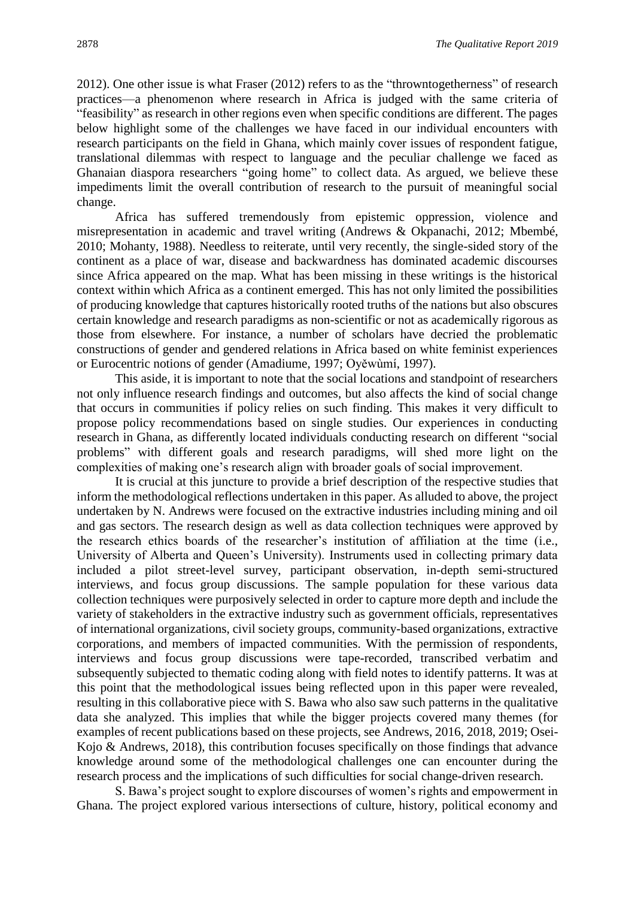2012). One other issue is what Fraser (2012) refers to as the "throwntogetherness" of research practices—a phenomenon where research in Africa is judged with the same criteria of "feasibility" as research in other regions even when specific conditions are different. The pages below highlight some of the challenges we have faced in our individual encounters with research participants on the field in Ghana, which mainly cover issues of respondent fatigue, translational dilemmas with respect to language and the peculiar challenge we faced as Ghanaian diaspora researchers "going home" to collect data. As argued, we believe these impediments limit the overall contribution of research to the pursuit of meaningful social change.

Africa has suffered tremendously from epistemic oppression, violence and misrepresentation in academic and travel writing (Andrews & Okpanachi, 2012; Mbembé, 2010; Mohanty, 1988). Needless to reiterate, until very recently, the single-sided story of the continent as a place of war, disease and backwardness has dominated academic discourses since Africa appeared on the map. What has been missing in these writings is the historical context within which Africa as a continent emerged. This has not only limited the possibilities of producing knowledge that captures historically rooted truths of the nations but also obscures certain knowledge and research paradigms as non-scientific or not as academically rigorous as those from elsewhere. For instance, a number of scholars have decried the problematic constructions of gender and gendered relations in Africa based on white feminist experiences or Eurocentric notions of gender (Amadiume, 1997; Oyěwùmí, 1997).

This aside, it is important to note that the social locations and standpoint of researchers not only influence research findings and outcomes, but also affects the kind of social change that occurs in communities if policy relies on such finding. This makes it very difficult to propose policy recommendations based on single studies. Our experiences in conducting research in Ghana, as differently located individuals conducting research on different "social problems" with different goals and research paradigms, will shed more light on the complexities of making one's research align with broader goals of social improvement.

It is crucial at this juncture to provide a brief description of the respective studies that inform the methodological reflections undertaken in this paper. As alluded to above, the project undertaken by N. Andrews were focused on the extractive industries including mining and oil and gas sectors. The research design as well as data collection techniques were approved by the research ethics boards of the researcher's institution of affiliation at the time (i.e., University of Alberta and Queen's University). Instruments used in collecting primary data included a pilot street-level survey, participant observation, in-depth semi-structured interviews, and focus group discussions. The sample population for these various data collection techniques were purposively selected in order to capture more depth and include the variety of stakeholders in the extractive industry such as government officials, representatives of international organizations, civil society groups, community-based organizations, extractive corporations, and members of impacted communities. With the permission of respondents, interviews and focus group discussions were tape-recorded, transcribed verbatim and subsequently subjected to thematic coding along with field notes to identify patterns. It was at this point that the methodological issues being reflected upon in this paper were revealed, resulting in this collaborative piece with S. Bawa who also saw such patterns in the qualitative data she analyzed. This implies that while the bigger projects covered many themes (for examples of recent publications based on these projects, see Andrews, 2016, 2018, 2019; Osei-Kojo & Andrews, 2018), this contribution focuses specifically on those findings that advance knowledge around some of the methodological challenges one can encounter during the research process and the implications of such difficulties for social change-driven research.

S. Bawa's project sought to explore discourses of women's rights and empowerment in Ghana. The project explored various intersections of culture, history, political economy and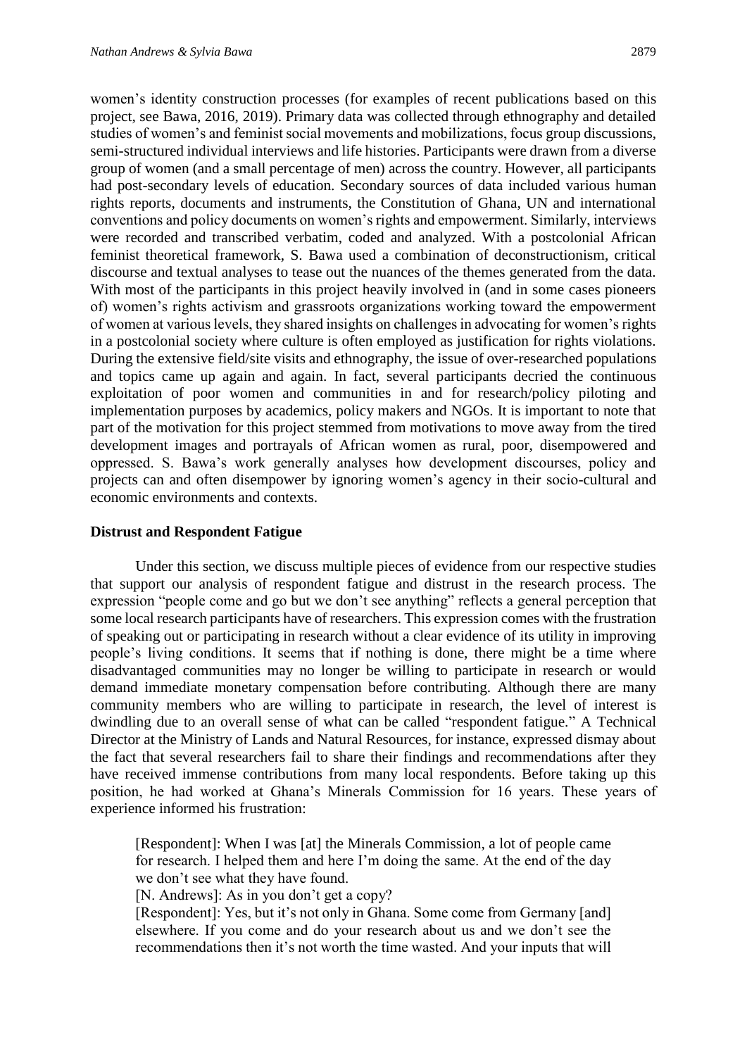women's identity construction processes (for examples of recent publications based on this project, see Bawa, 2016, 2019). Primary data was collected through ethnography and detailed studies of women's and feminist social movements and mobilizations, focus group discussions, semi-structured individual interviews and life histories. Participants were drawn from a diverse group of women (and a small percentage of men) across the country. However, all participants had post-secondary levels of education. Secondary sources of data included various human rights reports, documents and instruments, the Constitution of Ghana, UN and international conventions and policy documents on women's rights and empowerment. Similarly, interviews were recorded and transcribed verbatim, coded and analyzed. With a postcolonial African feminist theoretical framework, S. Bawa used a combination of deconstructionism, critical discourse and textual analyses to tease out the nuances of the themes generated from the data. With most of the participants in this project heavily involved in (and in some cases pioneers of) women's rights activism and grassroots organizations working toward the empowerment of women at various levels, they shared insights on challenges in advocating for women's rights in a postcolonial society where culture is often employed as justification for rights violations. During the extensive field/site visits and ethnography, the issue of over-researched populations and topics came up again and again. In fact, several participants decried the continuous exploitation of poor women and communities in and for research/policy piloting and implementation purposes by academics, policy makers and NGOs. It is important to note that part of the motivation for this project stemmed from motivations to move away from the tired development images and portrayals of African women as rural, poor, disempowered and oppressed. S. Bawa's work generally analyses how development discourses, policy and projects can and often disempower by ignoring women's agency in their socio-cultural and economic environments and contexts.

## Distrust and Respondent Fatigue

Under this section, we discuss multiple pieces of evidence from our respective studies that support our analysis of respondent fatigue and distrust in the research process. The expression "people come and go but we don't see anything" reflects a general perception that some local research participants have of researchers. This expression comes with the frustration of speaking out or participating in research without a clear evidence of its utility in improving people's living conditions. It seems that if nothing is done, there might be a time where disadvantaged communities may no longer be willing to participate in research or would demand immediate monetary compensation before contributing. Although there are many community members who are willing to participate in research, the level of interest is dwindling due to an overall sense of what can be called "respondent fatigue." A Technical Director at the Ministry of Lands and Natural Resources, for instance, expressed dismay about the fact that several researchers fail to share their findings and recommendations after they have received immense contributions from many local respondents. Before taking up this position, he had worked at Ghana's Minerals Commission for 16 years. These years of experience informed his frustration:

> [Respondent]: When I was [at] the Minerals Commission, a lot of people came for research. I helped them and here I'm doing the same. At the end of the day we don't see what they have found.
>
> [N. Andrews]: As in you don't get a copy?
>
> [Respondent]: Yes, but it's not only in Ghana. Some come from Germany [and] elsewhere. If you come and do your research about us and we don't see the recommendations then it's not worth the time wasted. And your inputs that will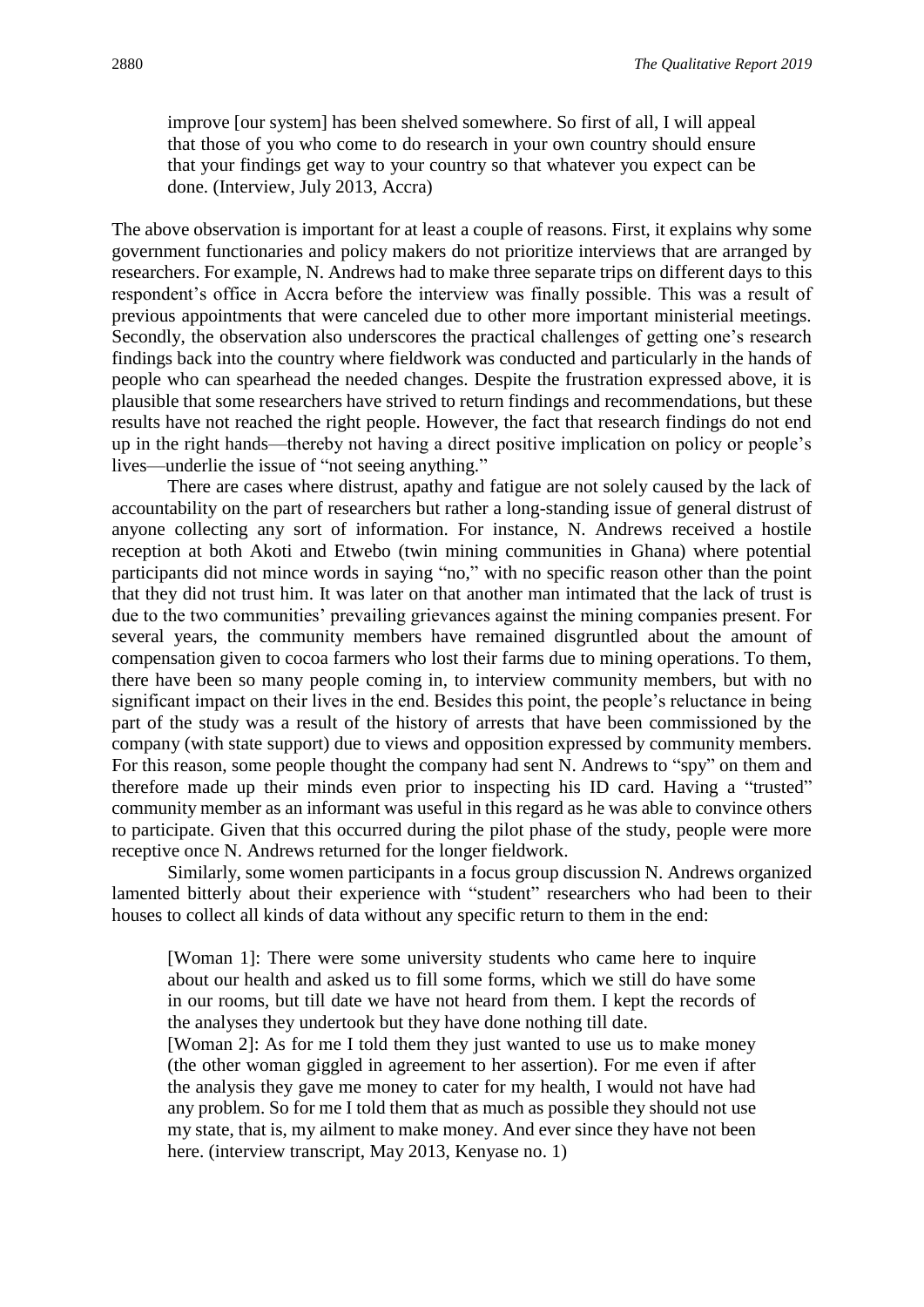> improve [our system] has been shelved somewhere. So first of all, I will appeal that those of you who come to do research in your own country should ensure that your findings get way to your country so that whatever you expect can be done. (Interview, July 2013, Accra)

The above observation is important for at least a couple of reasons. First, it explains why some government functionaries and policy makers do not prioritize interviews that are arranged by researchers. For example, N. Andrews had to make three separate trips on different days to this respondent's office in Accra before the interview was finally possible. This was a result of previous appointments that were canceled due to other more important ministerial meetings. Secondly, the observation also underscores the practical challenges of getting one's research findings back into the country where fieldwork was conducted and particularly in the hands of people who can spearhead the needed changes. Despite the frustration expressed above, it is plausible that some researchers have strived to return findings and recommendations, but these results have not reached the right people. However, the fact that research findings do not end up in the right hands—thereby not having a direct positive implication on policy or people's lives—underlie the issue of "not seeing anything."

There are cases where distrust, apathy and fatigue are not solely caused by the lack of accountability on the part of researchers but rather a long-standing issue of general distrust of anyone collecting any sort of information. For instance, N. Andrews received a hostile reception at both Akoti and Etwebo (twin mining communities in Ghana) where potential participants did not mince words in saying "no," with no specific reason other than the point that they did not trust him. It was later on that another man intimated that the lack of trust is due to the two communities' prevailing grievances against the mining companies present. For several years, the community members have remained disgruntled about the amount of compensation given to cocoa farmers who lost their farms due to mining operations. To them, there have been so many people coming in, to interview community members, but with no significant impact on their lives in the end. Besides this point, the people's reluctance in being part of the study was a result of the history of arrests that have been commissioned by the company (with state support) due to views and opposition expressed by community members. For this reason, some people thought the company had sent N. Andrews to "spy" on them and therefore made up their minds even prior to inspecting his ID card. Having a "trusted" community member as an informant was useful in this regard as he was able to convince others to participate. Given that this occurred during the pilot phase of the study, people were more receptive once N. Andrews returned for the longer fieldwork.

Similarly, some women participants in a focus group discussion N. Andrews organized lamented bitterly about their experience with "student" researchers who had been to their houses to collect all kinds of data without any specific return to them in the end:

> [Woman 1]: There were some university students who came here to inquire about our health and asked us to fill some forms, which we still do have some in our rooms, but till date we have not heard from them. I kept the records of the analyses they undertook but they have done nothing till date.
>
> [Woman 2]: As for me I told them they just wanted to use us to make money (the other woman giggled in agreement to her assertion). For me even if after the analysis they gave me money to cater for my health, I would not have had any problem. So for me I told them that as much as possible they should not use my state, that is, my ailment to make money. And ever since they have not been here. (interview transcript, May 2013, Kenyase no. 1)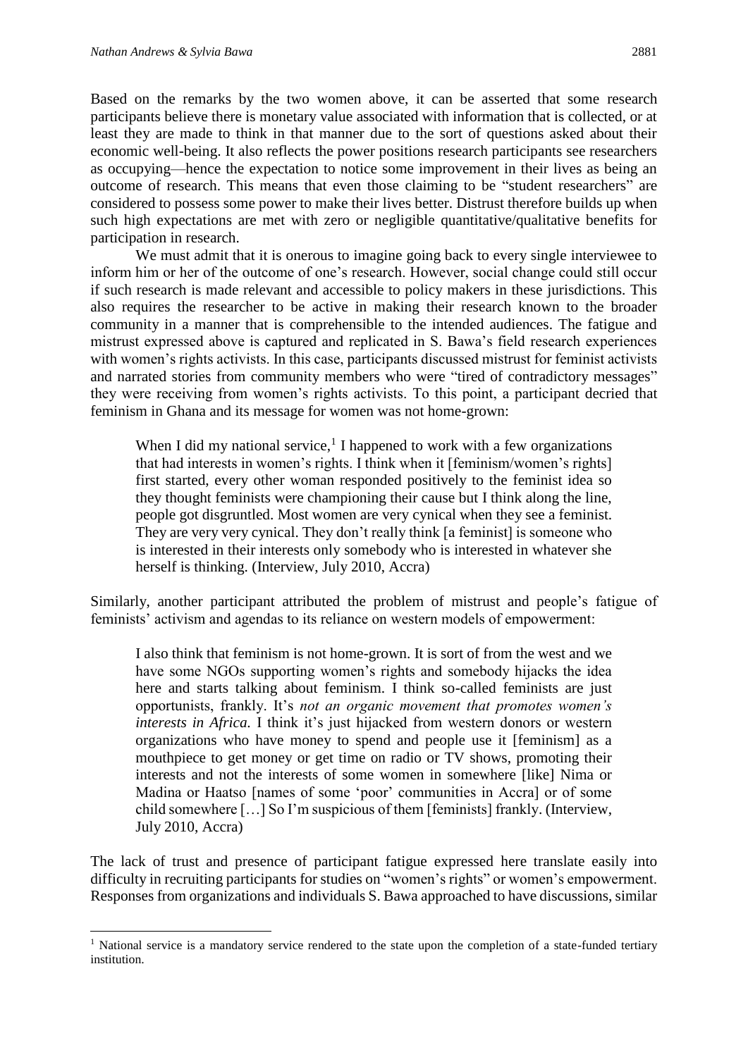Based on the remarks by the two women above, it can be asserted that some research participants believe there is monetary value associated with information that is collected, or at least they are made to think in that manner due to the sort of questions asked about their economic well-being. It also reflects the power positions research participants see researchers as occupying—hence the expectation to notice some improvement in their lives as being an outcome of research. This means that even those claiming to be "student researchers" are considered to possess some power to make their lives better. Distrust therefore builds up when such high expectations are met with zero or negligible quantitative/qualitative benefits for participation in research.

We must admit that it is onerous to imagine going back to every single interviewee to inform him or her of the outcome of one's research. However, social change could still occur if such research is made relevant and accessible to policy makers in these jurisdictions. This also requires the researcher to be active in making their research known to the broader community in a manner that is comprehensible to the intended audiences. The fatigue and mistrust expressed above is captured and replicated in S. Bawa's field research experiences with women's rights activists. In this case, participants discussed mistrust for feminist activists and narrated stories from community members who were "tired of contradictory messages" they were receiving from women's rights activists. To this point, a participant decried that feminism in Ghana and its message for women was not home-grown:

> When I did my national service,[1] I happened to work with a few organizations that had interests in women's rights. I think when it [feminism/women's rights] first started, every other woman responded positively to the feminist idea so they thought feminists were championing their cause but I think along the line, people got disgruntled. Most women are very cynical when they see a feminist. They are very very cynical. They don't really think [a feminist] is someone who is interested in their interests only somebody who is interested in whatever she herself is thinking. (Interview, July 2010, Accra)

Similarly, another participant attributed the problem of mistrust and people's fatigue of feminists' activism and agendas to its reliance on western models of empowerment:

> I also think that feminism is not home-grown. It is sort of from the west and we have some NGOs supporting women's rights and somebody hijacks the idea here and starts talking about feminism. I think so-called feminists are just opportunists, frankly. It's *not an organic movement that promotes women's interests in Africa.* I think it's just hijacked from western donors or western organizations who have money to spend and people use it [feminism] as a mouthpiece to get money or get time on radio or TV shows, promoting their interests and not the interests of some women in somewhere [like] Nima or Madina or Haatso [names of some 'poor' communities in Accra] or of some child somewhere […] So I'm suspicious of them [feminists] frankly. (Interview, July 2010, Accra)

The lack of trust and presence of participant fatigue expressed here translate easily into difficulty in recruiting participants for studies on "women's rights" or women's empowerment. Responses from organizations and individuals S. Bawa approached to have discussions, similar

[1] National service is a mandatory service rendered to the state upon the completion of a state-funded tertiary institution.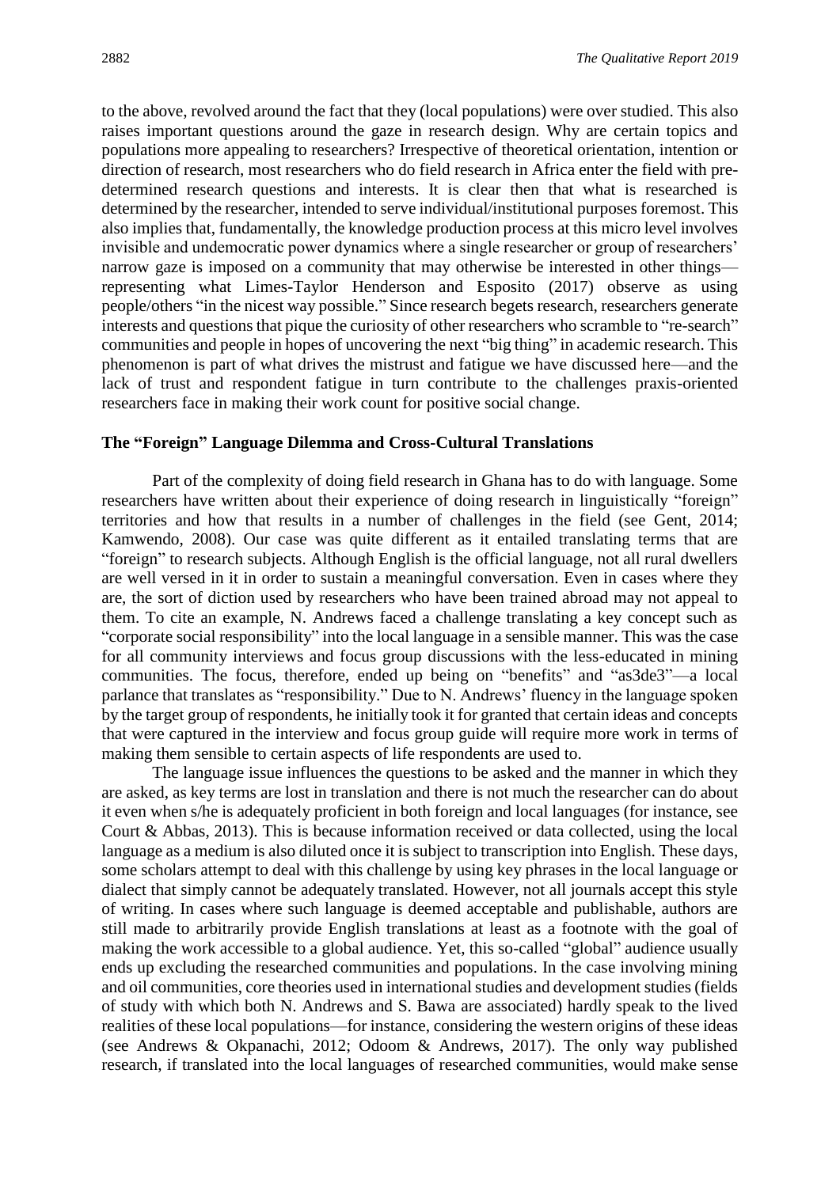to the above, revolved around the fact that they (local populations) were over studied. This also raises important questions around the gaze in research design. Why are certain topics and populations more appealing to researchers? Irrespective of theoretical orientation, intention or direction of research, most researchers who do field research in Africa enter the field with pre-determined research questions and interests. It is clear then that what is researched is determined by the researcher, intended to serve individual/institutional purposes foremost. This also implies that, fundamentally, the knowledge production process at this micro level involves invisible and undemocratic power dynamics where a single researcher or group of researchers' narrow gaze is imposed on a community that may otherwise be interested in other things—representing what Limes-Taylor Henderson and Esposito (2017) observe as using people/others "in the nicest way possible." Since research begets research, researchers generate interests and questions that pique the curiosity of other researchers who scramble to "re-search" communities and people in hopes of uncovering the next "big thing" in academic research. This phenomenon is part of what drives the mistrust and fatigue we have discussed here—and the lack of trust and respondent fatigue in turn contribute to the challenges praxis-oriented researchers face in making their work count for positive social change.

**The "Foreign" Language Dilemma and Cross-Cultural Translations**

Part of the complexity of doing field research in Ghana has to do with language. Some researchers have written about their experience of doing research in linguistically "foreign" territories and how that results in a number of challenges in the field (see Gent, 2014; Kamwendo, 2008). Our case was quite different as it entailed translating terms that are "foreign" to research subjects. Although English is the official language, not all rural dwellers are well versed in it in order to sustain a meaningful conversation. Even in cases where they are, the sort of diction used by researchers who have been trained abroad may not appeal to them. To cite an example, N. Andrews faced a challenge translating a key concept such as "corporate social responsibility" into the local language in a sensible manner. This was the case for all community interviews and focus group discussions with the less-educated in mining communities. The focus, therefore, ended up being on "benefits" and "as3de3"—a local parlance that translates as "responsibility." Due to N. Andrews' fluency in the language spoken by the target group of respondents, he initially took it for granted that certain ideas and concepts that were captured in the interview and focus group guide will require more work in terms of making them sensible to certain aspects of life respondents are used to.

The language issue influences the questions to be asked and the manner in which they are asked, as key terms are lost in translation and there is not much the researcher can do about it even when s/he is adequately proficient in both foreign and local languages (for instance, see Court & Abbas, 2013). This is because information received or data collected, using the local language as a medium is also diluted once it is subject to transcription into English. These days, some scholars attempt to deal with this challenge by using key phrases in the local language or dialect that simply cannot be adequately translated. However, not all journals accept this style of writing. In cases where such language is deemed acceptable and publishable, authors are still made to arbitrarily provide English translations at least as a footnote with the goal of making the work accessible to a global audience. Yet, this so-called "global" audience usually ends up excluding the researched communities and populations. In the case involving mining and oil communities, core theories used in international studies and development studies (fields of study with which both N. Andrews and S. Bawa are associated) hardly speak to the lived realities of these local populations—for instance, considering the western origins of these ideas (see Andrews & Okpanachi, 2012; Odoom & Andrews, 2017). The only way published research, if translated into the local languages of researched communities, would make sense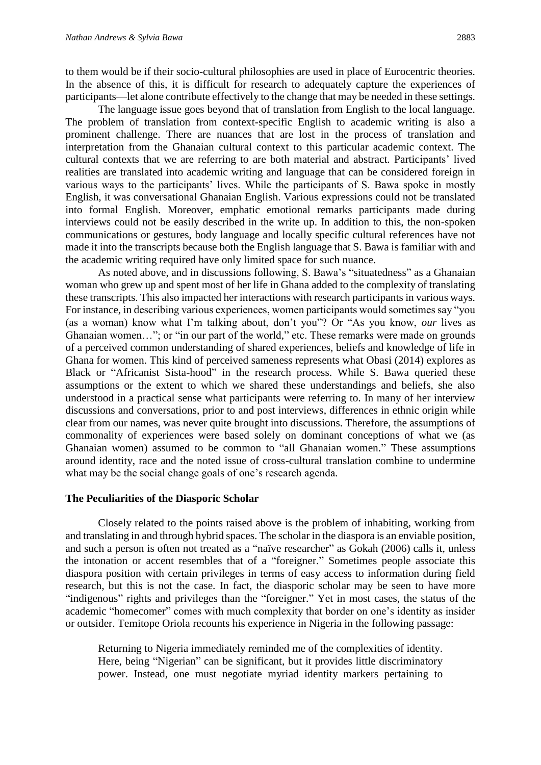to them would be if their socio-cultural philosophies are used in place of Eurocentric theories. In the absence of this, it is difficult for research to adequately capture the experiences of participants—let alone contribute effectively to the change that may be needed in these settings.

The language issue goes beyond that of translation from English to the local language. The problem of translation from context-specific English to academic writing is also a prominent challenge. There are nuances that are lost in the process of translation and interpretation from the Ghanaian cultural context to this particular academic context. The cultural contexts that we are referring to are both material and abstract. Participants' lived realities are translated into academic writing and language that can be considered foreign in various ways to the participants' lives. While the participants of S. Bawa spoke in mostly English, it was conversational Ghanaian English. Various expressions could not be translated into formal English. Moreover, emphatic emotional remarks participants made during interviews could not be easily described in the write up. In addition to this, the non-spoken communications or gestures, body language and locally specific cultural references have not made it into the transcripts because both the English language that S. Bawa is familiar with and the academic writing required have only limited space for such nuance.

As noted above, and in discussions following, S. Bawa's "situatedness" as a Ghanaian woman who grew up and spent most of her life in Ghana added to the complexity of translating these transcripts. This also impacted her interactions with research participants in various ways. For instance, in describing various experiences, women participants would sometimes say "you (as a woman) know what I'm talking about, don't you"? Or "As you know, *our* lives as Ghanaian women…"; or "in our part of the world," etc. These remarks were made on grounds of a perceived common understanding of shared experiences, beliefs and knowledge of life in Ghana for women. This kind of perceived sameness represents what Obasi (2014) explores as Black or "Africanist Sista-hood" in the research process. While S. Bawa queried these assumptions or the extent to which we shared these understandings and beliefs, she also understood in a practical sense what participants were referring to. In many of her interview discussions and conversations, prior to and post interviews, differences in ethnic origin while clear from our names, was never quite brought into discussions. Therefore, the assumptions of commonality of experiences were based solely on dominant conceptions of what we (as Ghanaian women) assumed to be common to "all Ghanaian women." These assumptions around identity, race and the noted issue of cross-cultural translation combine to undermine what may be the social change goals of one's research agenda.

## The Peculiarities of the Diasporic Scholar

Closely related to the points raised above is the problem of inhabiting, working from and translating in and through hybrid spaces. The scholar in the diaspora is an enviable position, and such a person is often not treated as a "naïve researcher" as Gokah (2006) calls it, unless the intonation or accent resembles that of a "foreigner." Sometimes people associate this diaspora position with certain privileges in terms of easy access to information during field research, but this is not the case. In fact, the diasporic scholar may be seen to have more "indigenous" rights and privileges than the "foreigner." Yet in most cases, the status of the academic "homecomer" comes with much complexity that border on one's identity as insider or outsider. Temitope Oriola recounts his experience in Nigeria in the following passage:

> Returning to Nigeria immediately reminded me of the complexities of identity. Here, being "Nigerian" can be significant, but it provides little discriminatory power. Instead, one must negotiate myriad identity markers pertaining to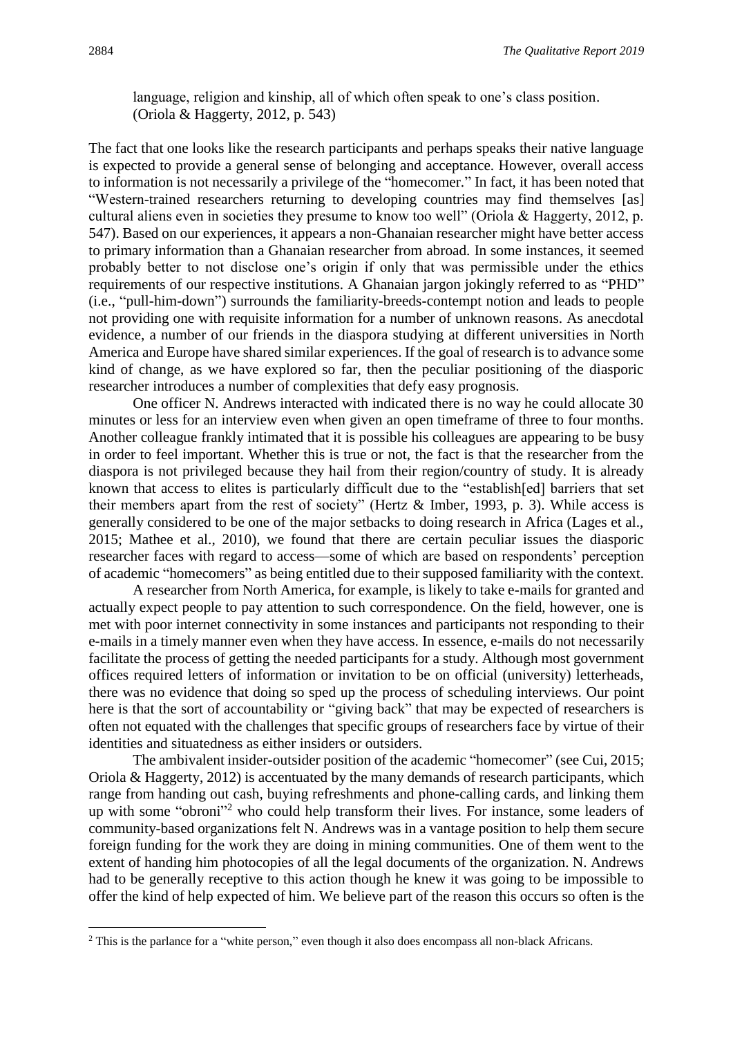> language, religion and kinship, all of which often speak to one's class position. (Oriola & Haggerty, 2012, p. 543)

The fact that one looks like the research participants and perhaps speaks their native language is expected to provide a general sense of belonging and acceptance. However, overall access to information is not necessarily a privilege of the "homecomer." In fact, it has been noted that "Western-trained researchers returning to developing countries may find themselves [as] cultural aliens even in societies they presume to know too well" (Oriola & Haggerty, 2012, p. 547). Based on our experiences, it appears a non-Ghanaian researcher might have better access to primary information than a Ghanaian researcher from abroad. In some instances, it seemed probably better to not disclose one's origin if only that was permissible under the ethics requirements of our respective institutions. A Ghanaian jargon jokingly referred to as "PHD" (i.e., "pull-him-down") surrounds the familiarity-breeds-contempt notion and leads to people not providing one with requisite information for a number of unknown reasons. As anecdotal evidence, a number of our friends in the diaspora studying at different universities in North America and Europe have shared similar experiences. If the goal of research is to advance some kind of change, as we have explored so far, then the peculiar positioning of the diasporic researcher introduces a number of complexities that defy easy prognosis.

One officer N. Andrews interacted with indicated there is no way he could allocate 30 minutes or less for an interview even when given an open timeframe of three to four months. Another colleague frankly intimated that it is possible his colleagues are appearing to be busy in order to feel important. Whether this is true or not, the fact is that the researcher from the diaspora is not privileged because they hail from their region/country of study. It is already known that access to elites is particularly difficult due to the "establish[ed] barriers that set their members apart from the rest of society" (Hertz & Imber, 1993, p. 3). While access is generally considered to be one of the major setbacks to doing research in Africa (Lages et al., 2015; Mathee et al., 2010), we found that there are certain peculiar issues the diasporic researcher faces with regard to access—some of which are based on respondents' perception of academic "homecomers" as being entitled due to their supposed familiarity with the context.

A researcher from North America, for example, is likely to take e-mails for granted and actually expect people to pay attention to such correspondence. On the field, however, one is met with poor internet connectivity in some instances and participants not responding to their e-mails in a timely manner even when they have access. In essence, e-mails do not necessarily facilitate the process of getting the needed participants for a study. Although most government offices required letters of information or invitation to be on official (university) letterheads, there was no evidence that doing so sped up the process of scheduling interviews. Our point here is that the sort of accountability or "giving back" that may be expected of researchers is often not equated with the challenges that specific groups of researchers face by virtue of their identities and situatedness as either insiders or outsiders.

The ambivalent insider-outsider position of the academic "homecomer" (see Cui, 2015; Oriola & Haggerty, 2012) is accentuated by the many demands of research participants, which range from handing out cash, buying refreshments and phone-calling cards, and linking them up with some "obroni"[2] who could help transform their lives. For instance, some leaders of community-based organizations felt N. Andrews was in a vantage position to help them secure foreign funding for the work they are doing in mining communities. One of them went to the extent of handing him photocopies of all the legal documents of the organization. N. Andrews had to be generally receptive to this action though he knew it was going to be impossible to offer the kind of help expected of him. We believe part of the reason this occurs so often is the

---

[2] This is the parlance for a "white person," even though it also does encompass all non-black Africans.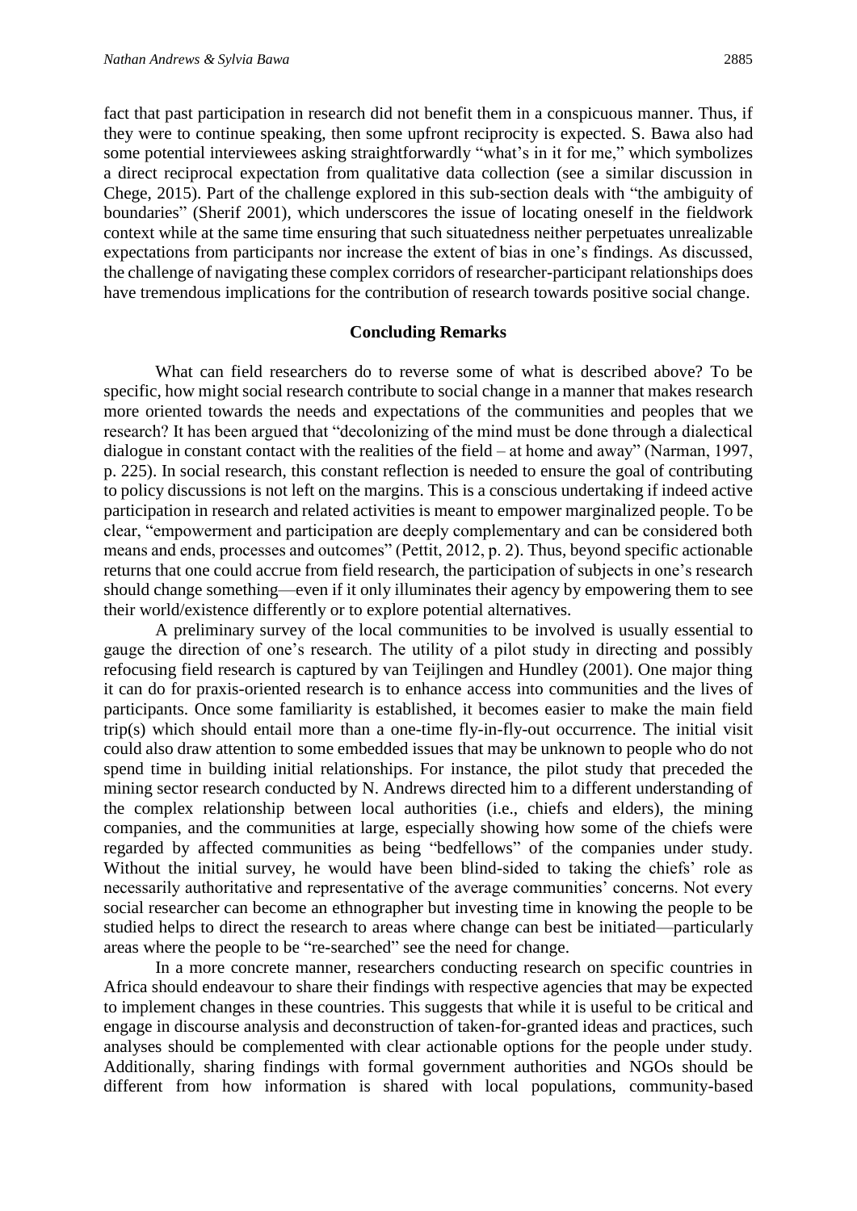fact that past participation in research did not benefit them in a conspicuous manner. Thus, if they were to continue speaking, then some upfront reciprocity is expected. S. Bawa also had some potential interviewees asking straightforwardly "what's in it for me," which symbolizes a direct reciprocal expectation from qualitative data collection (see a similar discussion in Chege, 2015). Part of the challenge explored in this sub-section deals with "the ambiguity of boundaries" (Sherif 2001), which underscores the issue of locating oneself in the fieldwork context while at the same time ensuring that such situatedness neither perpetuates unrealizable expectations from participants nor increase the extent of bias in one's findings. As discussed, the challenge of navigating these complex corridors of researcher-participant relationships does have tremendous implications for the contribution of research towards positive social change.

## Concluding Remarks

What can field researchers do to reverse some of what is described above? To be specific, how might social research contribute to social change in a manner that makes research more oriented towards the needs and expectations of the communities and peoples that we research? It has been argued that "decolonizing of the mind must be done through a dialectical dialogue in constant contact with the realities of the field – at home and away" (Narman, 1997, p. 225). In social research, this constant reflection is needed to ensure the goal of contributing to policy discussions is not left on the margins. This is a conscious undertaking if indeed active participation in research and related activities is meant to empower marginalized people. To be clear, "empowerment and participation are deeply complementary and can be considered both means and ends, processes and outcomes" (Pettit, 2012, p. 2). Thus, beyond specific actionable returns that one could accrue from field research, the participation of subjects in one's research should change something—even if it only illuminates their agency by empowering them to see their world/existence differently or to explore potential alternatives.

A preliminary survey of the local communities to be involved is usually essential to gauge the direction of one's research. The utility of a pilot study in directing and possibly refocusing field research is captured by van Teijlingen and Hundley (2001). One major thing it can do for praxis-oriented research is to enhance access into communities and the lives of participants. Once some familiarity is established, it becomes easier to make the main field trip(s) which should entail more than a one-time fly-in-fly-out occurrence. The initial visit could also draw attention to some embedded issues that may be unknown to people who do not spend time in building initial relationships. For instance, the pilot study that preceded the mining sector research conducted by N. Andrews directed him to a different understanding of the complex relationship between local authorities (i.e., chiefs and elders), the mining companies, and the communities at large, especially showing how some of the chiefs were regarded by affected communities as being "bedfellows" of the companies under study. Without the initial survey, he would have been blind-sided to taking the chiefs' role as necessarily authoritative and representative of the average communities' concerns. Not every social researcher can become an ethnographer but investing time in knowing the people to be studied helps to direct the research to areas where change can best be initiated—particularly areas where the people to be "re-searched" see the need for change.

In a more concrete manner, researchers conducting research on specific countries in Africa should endeavour to share their findings with respective agencies that may be expected to implement changes in these countries. This suggests that while it is useful to be critical and engage in discourse analysis and deconstruction of taken-for-granted ideas and practices, such analyses should be complemented with clear actionable options for the people under study. Additionally, sharing findings with formal government authorities and NGOs should be different from how information is shared with local populations, community-based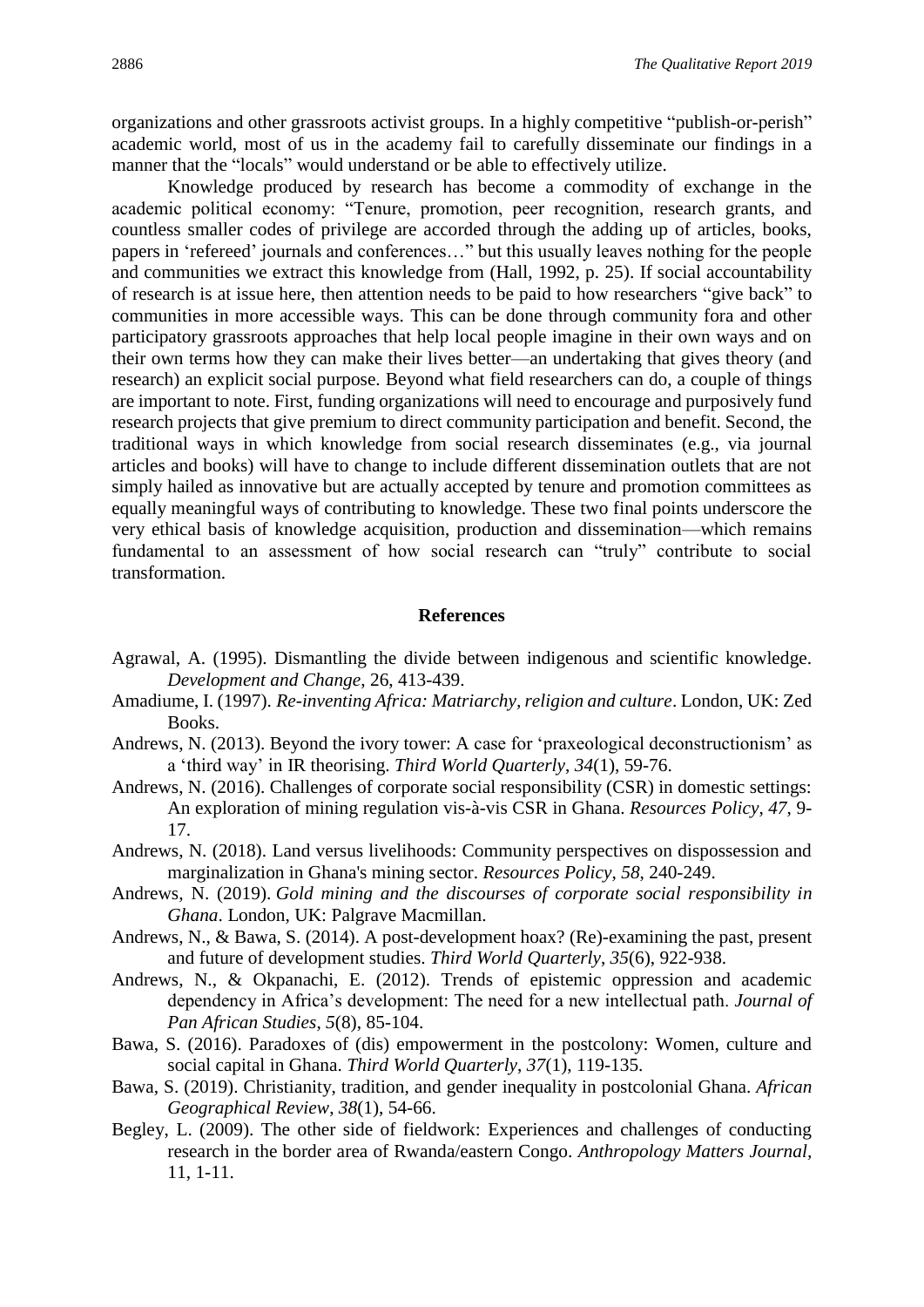organizations and other grassroots activist groups. In a highly competitive "publish-or-perish" academic world, most of us in the academy fail to carefully disseminate our findings in a manner that the "locals" would understand or be able to effectively utilize.

Knowledge produced by research has become a commodity of exchange in the academic political economy: "Tenure, promotion, peer recognition, research grants, and countless smaller codes of privilege are accorded through the adding up of articles, books, papers in 'refereed' journals and conferences…" but this usually leaves nothing for the people and communities we extract this knowledge from (Hall, 1992, p. 25). If social accountability of research is at issue here, then attention needs to be paid to how researchers "give back" to communities in more accessible ways. This can be done through community fora and other participatory grassroots approaches that help local people imagine in their own ways and on their own terms how they can make their lives better—an undertaking that gives theory (and research) an explicit social purpose. Beyond what field researchers can do, a couple of things are important to note. First, funding organizations will need to encourage and purposively fund research projects that give premium to direct community participation and benefit. Second, the traditional ways in which knowledge from social research disseminates (e.g., via journal articles and books) will have to change to include different dissemination outlets that are not simply hailed as innovative but are actually accepted by tenure and promotion committees as equally meaningful ways of contributing to knowledge. These two final points underscore the very ethical basis of knowledge acquisition, production and dissemination—which remains fundamental to an assessment of how social research can "truly" contribute to social transformation.

## References

Agrawal, A. (1995). Dismantling the divide between indigenous and scientific knowledge. *Development and Change*, 26, 413-439.

Amadiume, I. (1997). *Re-inventing Africa: Matriarchy, religion and culture*. London, UK: Zed Books.

Andrews, N. (2013). Beyond the ivory tower: A case for 'praxeological deconstructionism' as a 'third way' in IR theorising. *Third World Quarterly*, *34*(1), 59-76.

Andrews, N. (2016). Challenges of corporate social responsibility (CSR) in domestic settings: An exploration of mining regulation vis-à-vis CSR in Ghana. *Resources Policy*, *47*, 9-17.

Andrews, N. (2018). Land versus livelihoods: Community perspectives on dispossession and marginalization in Ghana's mining sector. *Resources Policy*, *58*, 240-249.

Andrews, N. (2019). *Gold mining and the discourses of corporate social responsibility in Ghana*. London, UK: Palgrave Macmillan.

Andrews, N., & Bawa, S. (2014). A post-development hoax? (Re)-examining the past, present and future of development studies. *Third World Quarterly*, *35*(6), 922-938.

Andrews, N., & Okpanachi, E. (2012). Trends of epistemic oppression and academic dependency in Africa's development: The need for a new intellectual path. *Journal of Pan African Studies*, *5*(8), 85-104.

Bawa, S. (2016). Paradoxes of (dis) empowerment in the postcolony: Women, culture and social capital in Ghana. *Third World Quarterly*, *37*(1), 119-135.

Bawa, S. (2019). Christianity, tradition, and gender inequality in postcolonial Ghana. *African Geographical Review*, *38*(1), 54-66.

Begley, L. (2009). The other side of fieldwork: Experiences and challenges of conducting research in the border area of Rwanda/eastern Congo. *Anthropology Matters Journal*, 11, 1-11.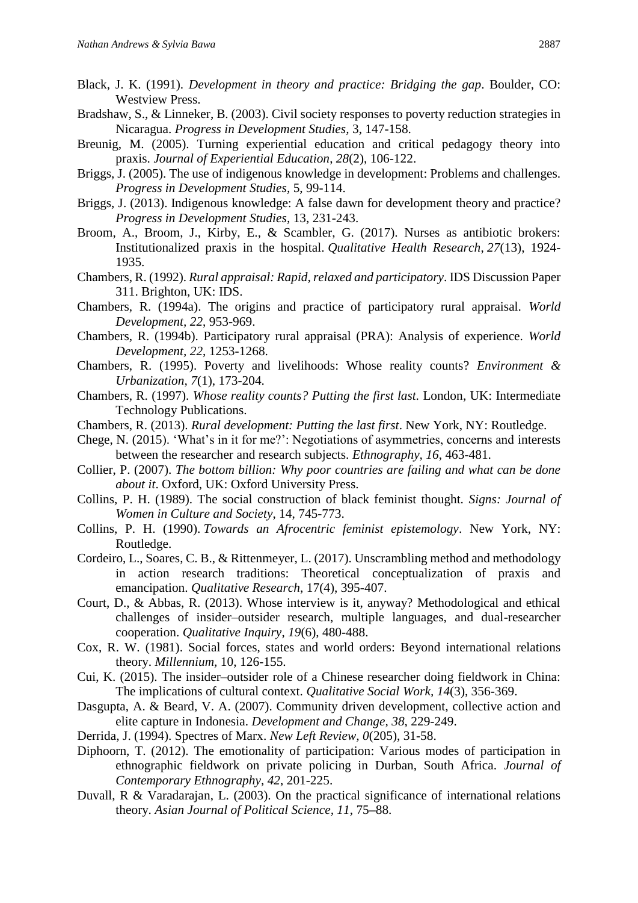Black, J. K. (1991). *Development in theory and practice: Bridging the gap*. Boulder, CO: Westview Press.

Bradshaw, S., & Linneker, B. (2003). Civil society responses to poverty reduction strategies in Nicaragua. *Progress in Development Studies*, 3, 147-158.

Breunig, M. (2005). Turning experiential education and critical pedagogy theory into praxis. *Journal of Experiential Education*, *28*(2), 106-122.

Briggs, J. (2005). The use of indigenous knowledge in development: Problems and challenges. *Progress in Development Studies*, 5, 99-114.

Briggs, J. (2013). Indigenous knowledge: A false dawn for development theory and practice? *Progress in Development Studies*, 13, 231-243.

Broom, A., Broom, J., Kirby, E., & Scambler, G. (2017). Nurses as antibiotic brokers: Institutionalized praxis in the hospital. *Qualitative Health Research*, *27*(13), 1924-1935.

Chambers, R. (1992). *Rural appraisal: Rapid, relaxed and participatory*. IDS Discussion Paper 311. Brighton, UK: IDS.

Chambers, R. (1994a). The origins and practice of participatory rural appraisal. *World Development*, *22*, 953-969.

Chambers, R. (1994b). Participatory rural appraisal (PRA): Analysis of experience. *World Development*, *22*, 1253-1268.

Chambers, R. (1995). Poverty and livelihoods: Whose reality counts? *Environment & Urbanization*, *7*(1), 173-204.

Chambers, R. (1997). *Whose reality counts? Putting the first last*. London, UK: Intermediate Technology Publications.

Chambers, R. (2013). *Rural development: Putting the last first*. New York, NY: Routledge.

Chege, N. (2015). 'What's in it for me?': Negotiations of asymmetries, concerns and interests between the researcher and research subjects. *Ethnography*, *16*, 463-481.

Collier, P. (2007). *The bottom billion: Why poor countries are failing and what can be done about it*. Oxford, UK: Oxford University Press.

Collins, P. H. (1989). The social construction of black feminist thought. *Signs: Journal of Women in Culture and Society*, 14, 745-773.

Collins, P. H. (1990). *Towards an Afrocentric feminist epistemology*. New York, NY: Routledge.

Cordeiro, L., Soares, C. B., & Rittenmeyer, L. (2017). Unscrambling method and methodology in action research traditions: Theoretical conceptualization of praxis and emancipation. *Qualitative Research*, 17(4), 395-407.

Court, D., & Abbas, R. (2013). Whose interview is it, anyway? Methodological and ethical challenges of insider–outsider research, multiple languages, and dual-researcher cooperation. *Qualitative Inquiry*, *19*(6), 480-488.

Cox, R. W. (1981). Social forces, states and world orders: Beyond international relations theory. *Millennium,* 10, 126-155.

Cui, K. (2015). The insider–outsider role of a Chinese researcher doing fieldwork in China: The implications of cultural context. *Qualitative Social Work, 14*(3), 356-369.

Dasgupta, A. & Beard, V. A. (2007). Community driven development, collective action and elite capture in Indonesia. *Development and Change, 38*, 229-249.

Derrida, J. (1994). Spectres of Marx. *New Left Review, 0*(205), 31-58.

Diphoorn, T. (2012). The emotionality of participation: Various modes of participation in ethnographic fieldwork on private policing in Durban, South Africa. *Journal of Contemporary Ethnography*, *42*, 201-225.

Duvall, R & Varadarajan, L. (2003). On the practical significance of international relations theory. *Asian Journal of Political Science, 11*, 75–88.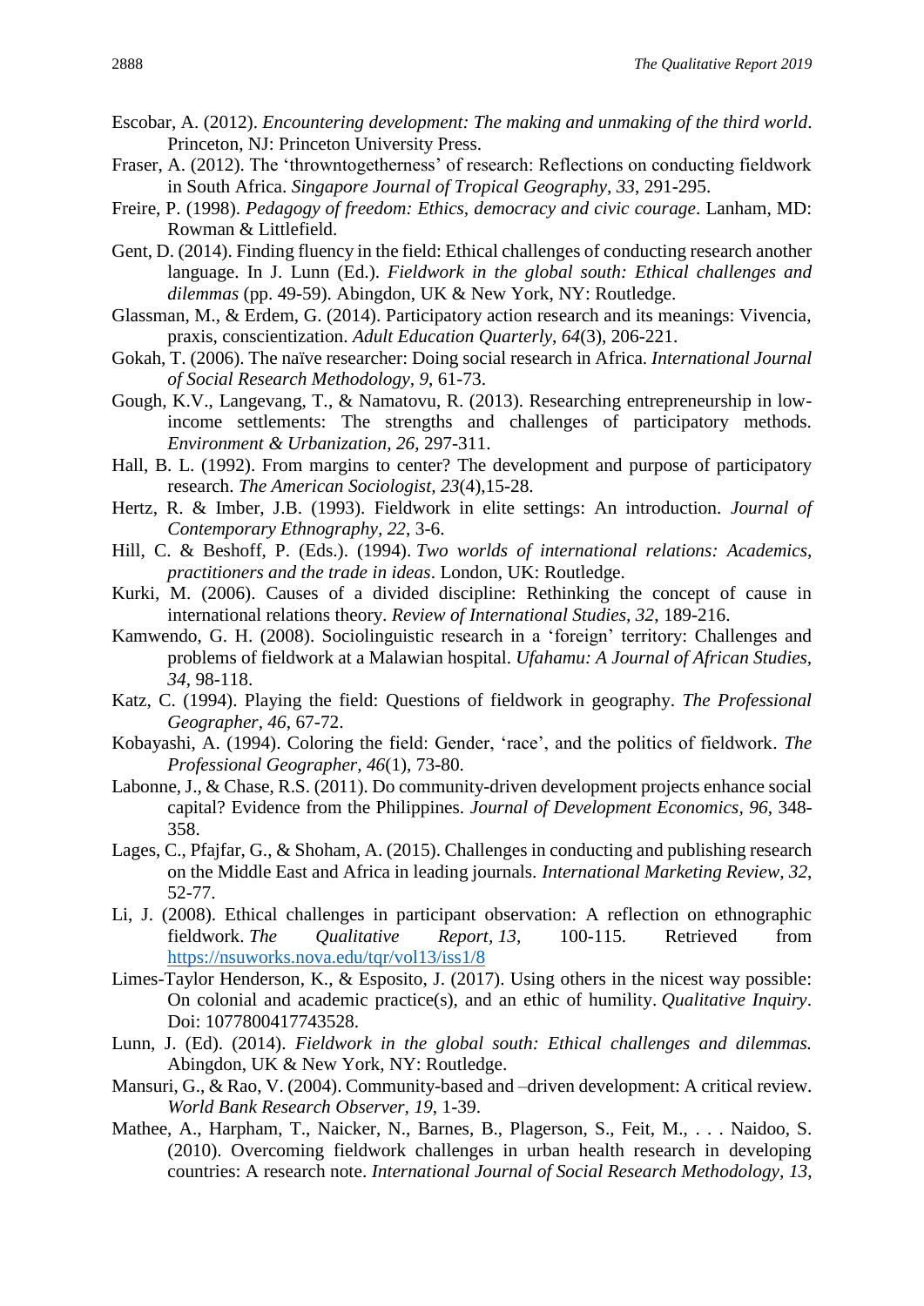Escobar, A. (2012). *Encountering development: The making and unmaking of the third world*. Princeton, NJ: Princeton University Press.

Fraser, A. (2012). The 'throwntogetherness' of research: Reflections on conducting fieldwork in South Africa. *Singapore Journal of Tropical Geography*, *33*, 291-295.

Freire, P. (1998). *Pedagogy of freedom: Ethics, democracy and civic courage*. Lanham, MD: Rowman & Littlefield.

Gent, D. (2014). Finding fluency in the field: Ethical challenges of conducting research another language. In J. Lunn (Ed.). *Fieldwork in the global south: Ethical challenges and dilemmas* (pp. 49-59). Abingdon, UK & New York, NY: Routledge.

Glassman, M., & Erdem, G. (2014). Participatory action research and its meanings: Vivencia, praxis, conscientization. *Adult Education Quarterly*, *64*(3), 206-221.

Gokah, T. (2006). The naïve researcher: Doing social research in Africa. *International Journal of Social Research Methodology, 9*, 61-73.

Gough, K.V., Langevang, T., & Namatovu, R. (2013). Researching entrepreneurship in low-income settlements: The strengths and challenges of participatory methods. *Environment & Urbanization, 26*, 297-311.

Hall, B. L. (1992). From margins to center? The development and purpose of participatory research. *The American Sociologist, 23*(4),15-28.

Hertz, R. & Imber, J.B. (1993). Fieldwork in elite settings: An introduction. *Journal of Contemporary Ethnography, 22*, 3-6.

Hill, C. & Beshoff, P. (Eds.). (1994). *Two worlds of international relations: Academics, practitioners and the trade in ideas*. London, UK: Routledge.

Kurki, M. (2006). Causes of a divided discipline: Rethinking the concept of cause in international relations theory. *Review of International Studies, 32*, 189-216.

Kamwendo, G. H. (2008). Sociolinguistic research in a 'foreign' territory: Challenges and problems of fieldwork at a Malawian hospital. *Ufahamu: A Journal of African Studies*, *34*, 98-118.

Katz, C. (1994). Playing the field: Questions of fieldwork in geography. *The Professional Geographer, 46*, 67-72.

Kobayashi, A. (1994). Coloring the field: Gender, 'race', and the politics of fieldwork. *The Professional Geographer, 46*(1), 73-80.

Labonne, J., & Chase, R.S. (2011). Do community-driven development projects enhance social capital? Evidence from the Philippines. *Journal of Development Economics, 96*, 348-358.

Lages, C., Pfajfar, G., & Shoham, A. (2015). Challenges in conducting and publishing research on the Middle East and Africa in leading journals. *International Marketing Review, 32*, 52-77.

Li, J. (2008). Ethical challenges in participant observation: A reflection on ethnographic fieldwork. *The Qualitative Report, 13*, 100-115. Retrieved from https://nsuworks.nova.edu/tqr/vol13/iss1/8

Limes-Taylor Henderson, K., & Esposito, J. (2017). Using others in the nicest way possible: On colonial and academic practice(s), and an ethic of humility. *Qualitative Inquiry*. Doi: 1077800417743528.

Lunn, J. (Ed). (2014). *Fieldwork in the global south: Ethical challenges and dilemmas.* Abingdon, UK & New York, NY: Routledge.

Mansuri, G., & Rao, V. (2004). Community-based and –driven development: A critical review. *World Bank Research Observer, 19*, 1-39.

Mathee, A., Harpham, T., Naicker, N., Barnes, B., Plagerson, S., Feit, M., . . . Naidoo, S. (2010). Overcoming fieldwork challenges in urban health research in developing countries: A research note. *International Journal of Social Research Methodology, 13*,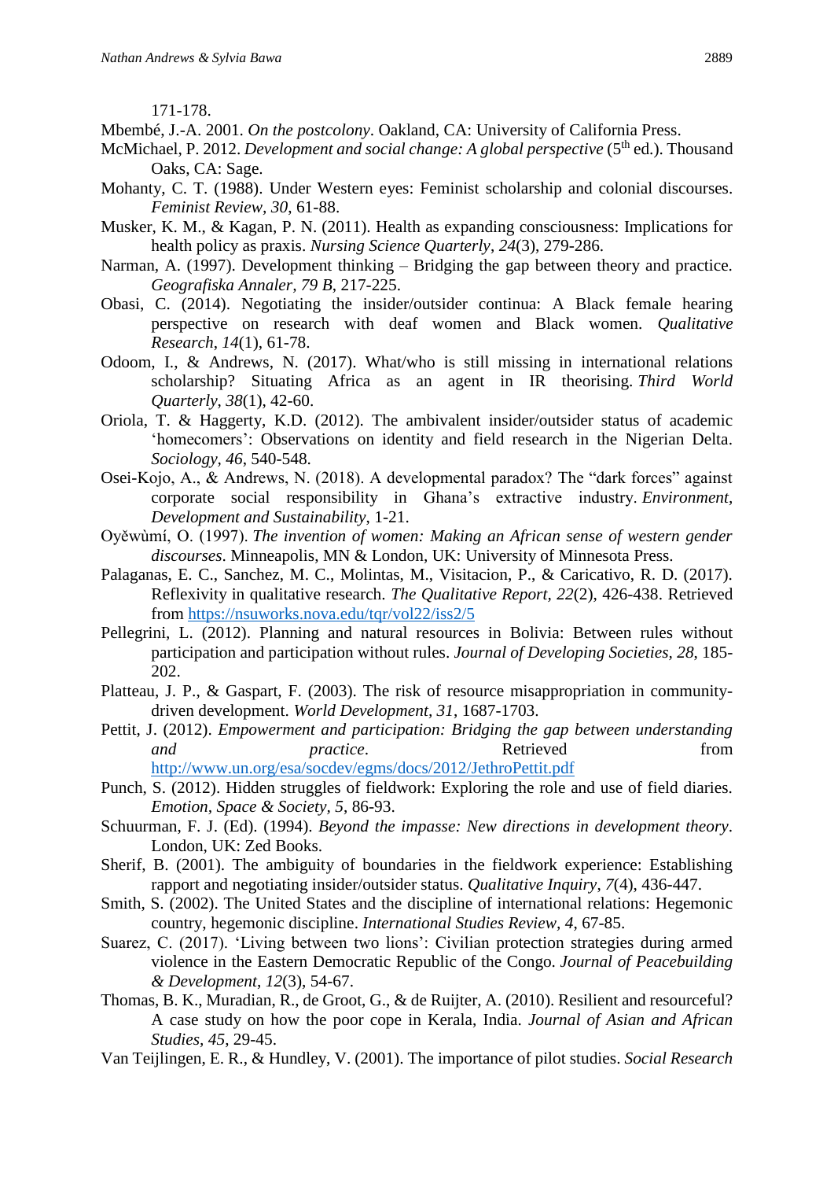171-178.

Mbembé, J.-A. 2001. *On the postcolony*. Oakland, CA: University of California Press.

McMichael, P. 2012. *Development and social change: A global perspective* (5th ed.). Thousand Oaks, CA: Sage.

Mohanty, C. T. (1988). Under Western eyes: Feminist scholarship and colonial discourses. *Feminist Review, 30*, 61-88.

Musker, K. M., & Kagan, P. N. (2011). Health as expanding consciousness: Implications for health policy as praxis. *Nursing Science Quarterly*, *24*(3), 279-286.

Narman, A. (1997). Development thinking – Bridging the gap between theory and practice. *Geografiska Annaler, 79 B*, 217-225.

Obasi, C. (2014). Negotiating the insider/outsider continua: A Black female hearing perspective on research with deaf women and Black women. *Qualitative Research*, *14*(1), 61-78.

Odoom, I., & Andrews, N. (2017). What/who is still missing in international relations scholarship? Situating Africa as an agent in IR theorising. *Third World Quarterly*, *38*(1), 42-60.

Oriola, T. & Haggerty, K.D. (2012). The ambivalent insider/outsider status of academic 'homecomers': Observations on identity and field research in the Nigerian Delta. *Sociology, 46*, 540-548.

Osei-Kojo, A., & Andrews, N. (2018). A developmental paradox? The "dark forces" against corporate social responsibility in Ghana's extractive industry. *Environment, Development and Sustainability*, 1-21.

Oyěwùmí, O. (1997). *The invention of women: Making an African sense of western gender discourses*. Minneapolis, MN & London, UK: University of Minnesota Press.

Palaganas, E. C., Sanchez, M. C., Molintas, M., Visitacion, P., & Caricativo, R. D. (2017). Reflexivity in qualitative research. *The Qualitative Report*, *22*(2), 426-438. Retrieved from https://nsuworks.nova.edu/tqr/vol22/iss2/5

Pellegrini, L. (2012). Planning and natural resources in Bolivia: Between rules without participation and participation without rules. *Journal of Developing Societies*, *28*, 185-202.

Platteau, J. P., & Gaspart, F. (2003). The risk of resource misappropriation in community-driven development. *World Development*, *31*, 1687-1703.

Pettit, J. (2012). *Empowerment and participation: Bridging the gap between understanding and practice*. Retrieved from http://www.un.org/esa/socdev/egms/docs/2012/JethroPettit.pdf

Punch, S. (2012). Hidden struggles of fieldwork: Exploring the role and use of field diaries. *Emotion, Space & Society*, *5*, 86-93.

Schuurman, F. J. (Ed). (1994). *Beyond the impasse: New directions in development theory*. London, UK: Zed Books.

Sherif, B. (2001). The ambiguity of boundaries in the fieldwork experience: Establishing rapport and negotiating insider/outsider status. *Qualitative Inquiry*, *7*(4), 436-447.

Smith, S. (2002). The United States and the discipline of international relations: Hegemonic country, hegemonic discipline. *International Studies Review, 4*, 67-85.

Suarez, C. (2017). 'Living between two lions': Civilian protection strategies during armed violence in the Eastern Democratic Republic of the Congo. *Journal of Peacebuilding & Development*, *12*(3), 54-67.

Thomas, B. K., Muradian, R., de Groot, G., & de Ruijter, A. (2010). Resilient and resourceful? A case study on how the poor cope in Kerala, India. *Journal of Asian and African Studies, 45*, 29-45.

Van Teijlingen, E. R., & Hundley, V. (2001). The importance of pilot studies. *Social Research*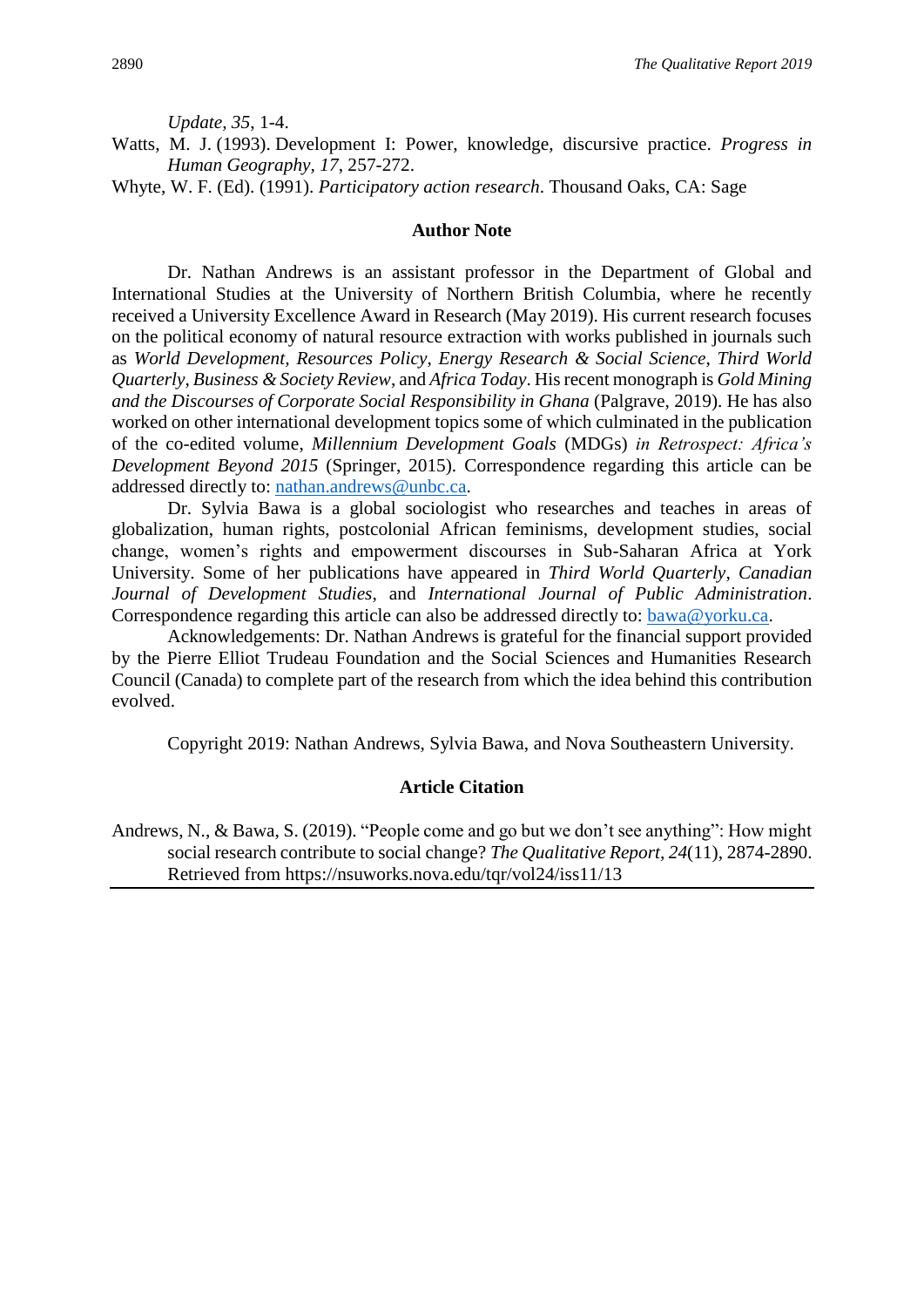*Update, 35*, 1-4.

Watts, M. J. (1993). Development I: Power, knowledge, discursive practice. *Progress in Human Geography, 17*, 257-272.

Whyte, W. F. (Ed). (1991). *Participatory action research*. Thousand Oaks, CA: Sage

## Author Note

Dr. Nathan Andrews is an assistant professor in the Department of Global and International Studies at the University of Northern British Columbia, where he recently received a University Excellence Award in Research (May 2019). His current research focuses on the political economy of natural resource extraction with works published in journals such as *World Development*, *Resources Policy*, *Energy Research & Social Science*, *Third World Quarterly*, *Business & Society Review*, and *Africa Today*. His recent monograph is *Gold Mining and the Discourses of Corporate Social Responsibility in Ghana* (Palgrave, 2019). He has also worked on other international development topics some of which culminated in the publication of the co-edited volume, *Millennium Development Goals* (MDGs) *in Retrospect: Africa's Development Beyond 2015* (Springer, 2015). Correspondence regarding this article can be addressed directly to: nathan.andrews@unbc.ca.

Dr. Sylvia Bawa is a global sociologist who researches and teaches in areas of globalization, human rights, postcolonial African feminisms, development studies, social change, women's rights and empowerment discourses in Sub-Saharan Africa at York University. Some of her publications have appeared in *Third World Quarterly*, *Canadian Journal of Development Studies*, and *International Journal of Public Administration*. Correspondence regarding this article can also be addressed directly to: bawa@yorku.ca.

Acknowledgements: Dr. Nathan Andrews is grateful for the financial support provided by the Pierre Elliot Trudeau Foundation and the Social Sciences and Humanities Research Council (Canada) to complete part of the research from which the idea behind this contribution evolved.

Copyright 2019: Nathan Andrews, Sylvia Bawa, and Nova Southeastern University.

## Article Citation

Andrews, N., & Bawa, S. (2019). "People come and go but we don't see anything": How might social research contribute to social change? *The Qualitative Report, 24*(11), 2874-2890. Retrieved from https://nsuworks.nova.edu/tqr/vol24/iss11/13